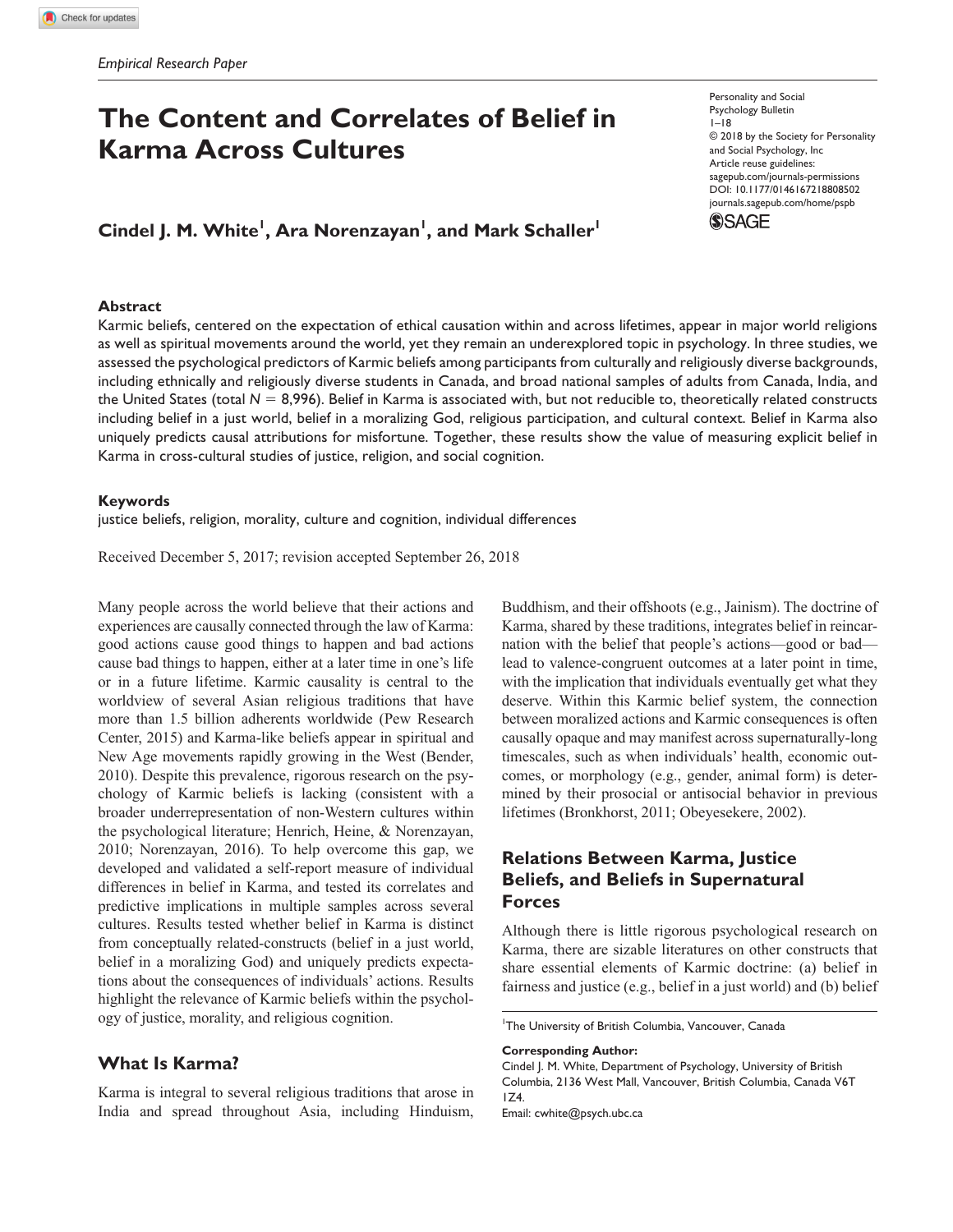*Empirical Research Paper*

# The Content and Correlates of Belief in Karma Across Cultures

Personality and Social Psychology Bulletin
1–18
© 2018 by the Society for Personality and Social Psychology, Inc
Article reuse guidelines: sagepub.com/journals-permissions
DOI: 10.1177/0146167218808502
journals.sagepub.com/home/pspb

**Cindel J. M. White[1], Ara Norenzayan[1], and Mark Schaller[1]**

## Abstract

Karmic beliefs, centered on the expectation of ethical causation within and across lifetimes, appear in major world religions as well as spiritual movements around the world, yet they remain an underexplored topic in psychology. In three studies, we assessed the psychological predictors of Karmic beliefs among participants from culturally and religiously diverse backgrounds, including ethnically and religiously diverse students in Canada, and broad national samples of adults from Canada, India, and the United States (total $N = 8{,}996$). Belief in Karma is associated with, but not reducible to, theoretically related constructs including belief in a just world, belief in a moralizing God, religious participation, and cultural context. Belief in Karma also uniquely predicts causal attributions for misfortune. Together, these results show the value of measuring explicit belief in Karma in cross-cultural studies of justice, religion, and social cognition.

## Keywords

justice beliefs, religion, morality, culture and cognition, individual differences

Received December 5, 2017; revision accepted September 26, 2018

Many people across the world believe that their actions and experiences are causally connected through the law of Karma: good actions cause good things to happen and bad actions cause bad things to happen, either at a later time in one's life or in a future lifetime. Karmic causality is central to the worldview of several Asian religious traditions that have more than 1.5 billion adherents worldwide (Pew Research Center, 2015) and Karma-like beliefs appear in spiritual and New Age movements rapidly growing in the West (Bender, 2010). Despite this prevalence, rigorous research on the psychology of Karmic beliefs is lacking (consistent with a broader underrepresentation of non-Western cultures within the psychological literature; Henrich, Heine, & Norenzayan, 2010; Norenzayan, 2016). To help overcome this gap, we developed and validated a self-report measure of individual differences in belief in Karma, and tested its correlates and predictive implications in multiple samples across several cultures. Results tested whether belief in Karma is distinct from conceptually related-constructs (belief in a just world, belief in a moralizing God) and uniquely predicts expectations about the consequences of individuals' actions. Results highlight the relevance of Karmic beliefs within the psychology of justice, morality, and religious cognition.

## What Is Karma?

Karma is integral to several religious traditions that arose in India and spread throughout Asia, including Hinduism, Buddhism, and their offshoots (e.g., Jainism). The doctrine of Karma, shared by these traditions, integrates belief in reincarnation with the belief that people's actions—good or bad—lead to valence-congruent outcomes at a later point in time, with the implication that individuals eventually get what they deserve. Within this Karmic belief system, the connection between moralized actions and Karmic consequences is often causally opaque and may manifest across supernaturally-long timescales, such as when individuals' health, economic outcomes, or morphology (e.g., gender, animal form) is determined by their prosocial or antisocial behavior in previous lifetimes (Bronkhorst, 2011; Obeyesekere, 2002).

## Relations Between Karma, Justice Beliefs, and Beliefs in Supernatural Forces

Although there is little rigorous psychological research on Karma, there are sizable literatures on other constructs that share essential elements of Karmic doctrine: (a) belief in fairness and justice (e.g., belief in a just world) and (b) belief

[1]The University of British Columbia, Vancouver, Canada

**Corresponding Author:**
Cindel J. M. White, Department of Psychology, University of British Columbia, 2136 West Mall, Vancouver, British Columbia, Canada V6T 1Z4.
Email: cwhite@psych.ubc.ca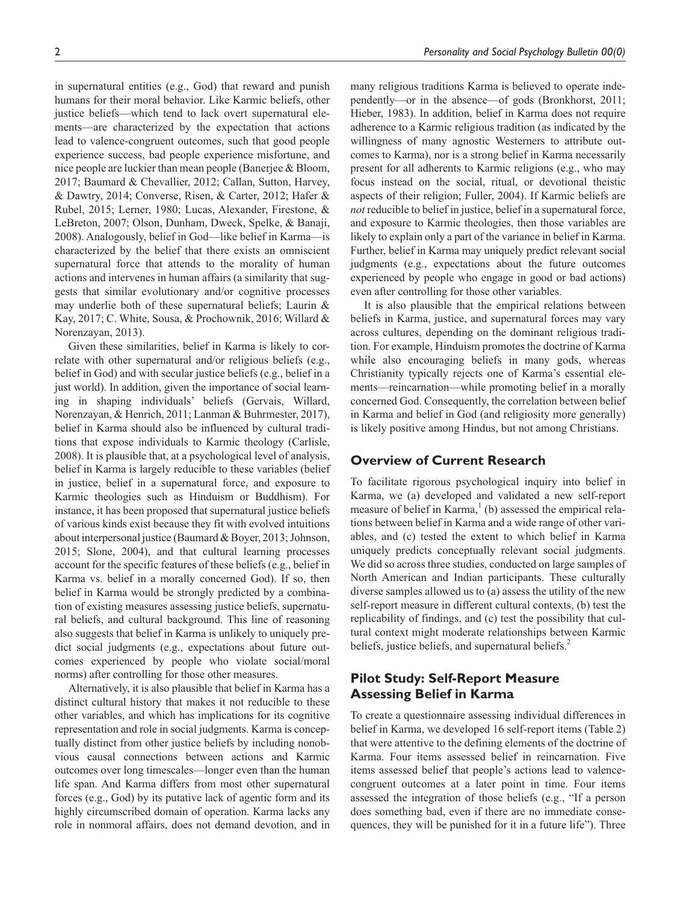in supernatural entities (e.g., God) that reward and punish humans for their moral behavior. Like Karmic beliefs, other justice beliefs—which tend to lack overt supernatural elements—are characterized by the expectation that actions lead to valence-congruent outcomes, such that good people experience success, bad people experience misfortune, and nice people are luckier than mean people (Banerjee & Bloom, 2017; Baumard & Chevallier, 2012; Callan, Sutton, Harvey, & Dawtry, 2014; Converse, Risen, & Carter, 2012; Hafer & Rubel, 2015; Lerner, 1980; Lucas, Alexander, Firestone, & LeBreton, 2007; Olson, Dunham, Dweck, Spelke, & Banaji, 2008). Analogously, belief in God—like belief in Karma—is characterized by the belief that there exists an omniscient supernatural force that attends to the morality of human actions and intervenes in human affairs (a similarity that suggests that similar evolutionary and/or cognitive processes may underlie both of these supernatural beliefs; Laurin & Kay, 2017; C. White, Sousa, & Prochownik, 2016; Willard & Norenzayan, 2013).

Given these similarities, belief in Karma is likely to correlate with other supernatural and/or religious beliefs (e.g., belief in God) and with secular justice beliefs (e.g., belief in a just world). In addition, given the importance of social learning in shaping individuals' beliefs (Gervais, Willard, Norenzayan, & Henrich, 2011; Lanman & Buhrmester, 2017), belief in Karma should also be influenced by cultural traditions that expose individuals to Karmic theology (Carlisle, 2008). It is plausible that, at a psychological level of analysis, belief in Karma is largely reducible to these variables (belief in justice, belief in a supernatural force, and exposure to Karmic theologies such as Hinduism or Buddhism). For instance, it has been proposed that supernatural justice beliefs of various kinds exist because they fit with evolved intuitions about interpersonal justice (Baumard & Boyer, 2013; Johnson, 2015; Slone, 2004), and that cultural learning processes account for the specific features of these beliefs (e.g., belief in Karma vs. belief in a morally concerned God). If so, then belief in Karma would be strongly predicted by a combination of existing measures assessing justice beliefs, supernatural beliefs, and cultural background. This line of reasoning also suggests that belief in Karma is unlikely to uniquely predict social judgments (e.g., expectations about future outcomes experienced by people who violate social/moral norms) after controlling for those other measures.

Alternatively, it is also plausible that belief in Karma has a distinct cultural history that makes it not reducible to these other variables, and which has implications for its cognitive representation and role in social judgments. Karma is conceptually distinct from other justice beliefs by including nonobvious causal connections between actions and Karmic outcomes over long timescales—longer even than the human life span. And Karma differs from most other supernatural forces (e.g., God) by its putative lack of agentic form and its highly circumscribed domain of operation. Karma lacks any role in nonmoral affairs, does not demand devotion, and in many religious traditions Karma is believed to operate independently—or in the absence—of gods (Bronkhorst, 2011; Hieber, 1983). In addition, belief in Karma does not require adherence to a Karmic religious tradition (as indicated by the willingness of many agnostic Westerners to attribute outcomes to Karma), nor is a strong belief in Karma necessarily present for all adherents to Karmic religions (e.g., who may focus instead on the social, ritual, or devotional theistic aspects of their religion; Fuller, 2004). If Karmic beliefs are *not* reducible to belief in justice, belief in a supernatural force, and exposure to Karmic theologies, then those variables are likely to explain only a part of the variance in belief in Karma. Further, belief in Karma may uniquely predict relevant social judgments (e.g., expectations about the future outcomes experienced by people who engage in good or bad actions) even after controlling for those other variables.

It is also plausible that the empirical relations between beliefs in Karma, justice, and supernatural forces may vary across cultures, depending on the dominant religious tradition. For example, Hinduism promotes the doctrine of Karma while also encouraging beliefs in many gods, whereas Christianity typically rejects one of Karma's essential elements—reincarnation—while promoting belief in a morally concerned God. Consequently, the correlation between belief in Karma and belief in God (and religiosity more generally) is likely positive among Hindus, but not among Christians.

## Overview of Current Research

To facilitate rigorous psychological inquiry into belief in Karma, we (a) developed and validated a new self-report measure of belief in Karma,[1] (b) assessed the empirical relations between belief in Karma and a wide range of other variables, and (c) tested the extent to which belief in Karma uniquely predicts conceptually relevant social judgments. We did so across three studies, conducted on large samples of North American and Indian participants. These culturally diverse samples allowed us to (a) assess the utility of the new self-report measure in different cultural contexts, (b) test the replicability of findings, and (c) test the possibility that cultural context might moderate relationships between Karmic beliefs, justice beliefs, and supernatural beliefs.[2]

## Pilot Study: Self-Report Measure Assessing Belief in Karma

To create a questionnaire assessing individual differences in belief in Karma, we developed 16 self-report items (Table 2) that were attentive to the defining elements of the doctrine of Karma. Four items assessed belief in reincarnation. Five items assessed belief that people's actions lead to valence-congruent outcomes at a later point in time. Four items assessed the integration of those beliefs (e.g., "If a person does something bad, even if there are no immediate consequences, they will be punished for it in a future life"). Three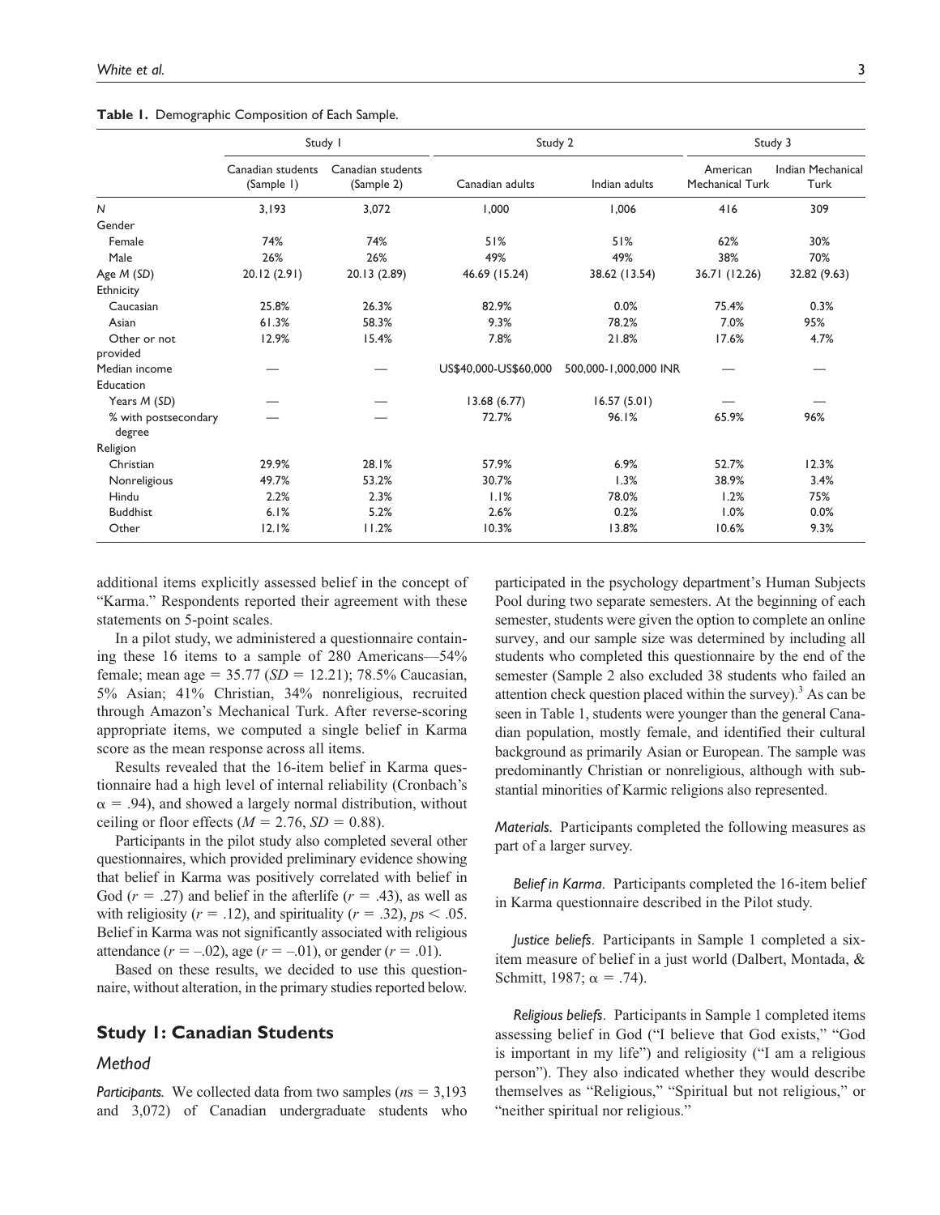**Table 1.** Demographic Composition of Each Sample.

| | Study 1 | | Study 2 | | Study 3 | |
|---|---|---|---|---|---|---|
| | Canadian students (Sample 1) | Canadian students (Sample 2) | Canadian adults | Indian adults | American Mechanical Turk | Indian Mechanical Turk |
| *N* | 3,193 | 3,072 | 1,000 | 1,006 | 416 | 309 |
| Gender | | | | | | |
| Female | 74% | 74% | 51% | 51% | 62% | 30% |
| Male | 26% | 26% | 49% | 49% | 38% | 70% |
| Age *M* (*SD*) | 20.12 (2.91) | 20.13 (2.89) | 46.69 (15.24) | 38.62 (13.54) | 36.71 (12.26) | 32.82 (9.63) |
| Ethnicity | | | | | | |
| Caucasian | 25.8% | 26.3% | 82.9% | 0.0% | 75.4% | 0.3% |
| Asian | 61.3% | 58.3% | 9.3% | 78.2% | 7.0% | 95% |
| Other or not provided | 12.9% | 15.4% | 7.8% | 21.8% | 17.6% | 4.7% |
| Median income | — | — | US$40,000-US$60,000 | 500,000-1,000,000 INR | — | — |
| Education | | | | | | |
| Years *M* (*SD*) | — | — | 13.68 (6.77) | 16.57 (5.01) | — | — |
| % with postsecondary degree | — | — | 72.7% | 96.1% | 65.9% | 96% |
| Religion | | | | | | |
| Christian | 29.9% | 28.1% | 57.9% | 6.9% | 52.7% | 12.3% |
| Nonreligious | 49.7% | 53.2% | 30.7% | 1.3% | 38.9% | 3.4% |
| Hindu | 2.2% | 2.3% | 1.1% | 78.0% | 1.2% | 75% |
| Buddhist | 6.1% | 5.2% | 2.6% | 0.2% | 1.0% | 0.0% |
| Other | 12.1% | 11.2% | 10.3% | 13.8% | 10.6% | 9.3% |

additional items explicitly assessed belief in the concept of "Karma." Respondents reported their agreement with these statements on 5-point scales.

In a pilot study, we administered a questionnaire containing these 16 items to a sample of 280 Americans—54% female; mean age = 35.77 ($SD$ = 12.21); 78.5% Caucasian, 5% Asian; 41% Christian, 34% nonreligious, recruited through Amazon's Mechanical Turk. After reverse-scoring appropriate items, we computed a single belief in Karma score as the mean response across all items.

Results revealed that the 16-item belief in Karma questionnaire had a high level of internal reliability (Cronbach's $\alpha = .94$), and showed a largely normal distribution, without ceiling or floor effects ($M = 2.76$, $SD = 0.88$).

Participants in the pilot study also completed several other questionnaires, which provided preliminary evidence showing that belief in Karma was positively correlated with belief in God ($r = .27$) and belief in the afterlife ($r = .43$), as well as with religiosity ($r = .12$), and spirituality ($r = .32$), $ps < .05$. Belief in Karma was not significantly associated with religious attendance ($r = -.02$), age ($r = -.01$), or gender ($r = .01$).

Based on these results, we decided to use this questionnaire, without alteration, in the primary studies reported below.

## Study 1: Canadian Students

### Method

***Participants.*** We collected data from two samples ($ns$ = 3,193 and 3,072) of Canadian undergraduate students who participated in the psychology department's Human Subjects Pool during two separate semesters. At the beginning of each semester, students were given the option to complete an online survey, and our sample size was determined by including all students who completed this questionnaire by the end of the semester (Sample 2 also excluded 38 students who failed an attention check question placed within the survey).[3] As can be seen in Table 1, students were younger than the general Canadian population, mostly female, and identified their cultural background as primarily Asian or European. The sample was predominantly Christian or nonreligious, although with substantial minorities of Karmic religions also represented.

***Materials.*** Participants completed the following measures as part of a larger survey.

*Belief in Karma*. Participants completed the 16-item belief in Karma questionnaire described in the Pilot study.

*Justice beliefs*. Participants in Sample 1 completed a six-item measure of belief in a just world (Dalbert, Montada, & Schmitt, 1987; $\alpha = .74$).

*Religious beliefs*. Participants in Sample 1 completed items assessing belief in God ("I believe that God exists," "God is important in my life") and religiosity ("I am a religious person"). They also indicated whether they would describe themselves as "Religious," "Spiritual but not religious," or "neither spiritual nor religious."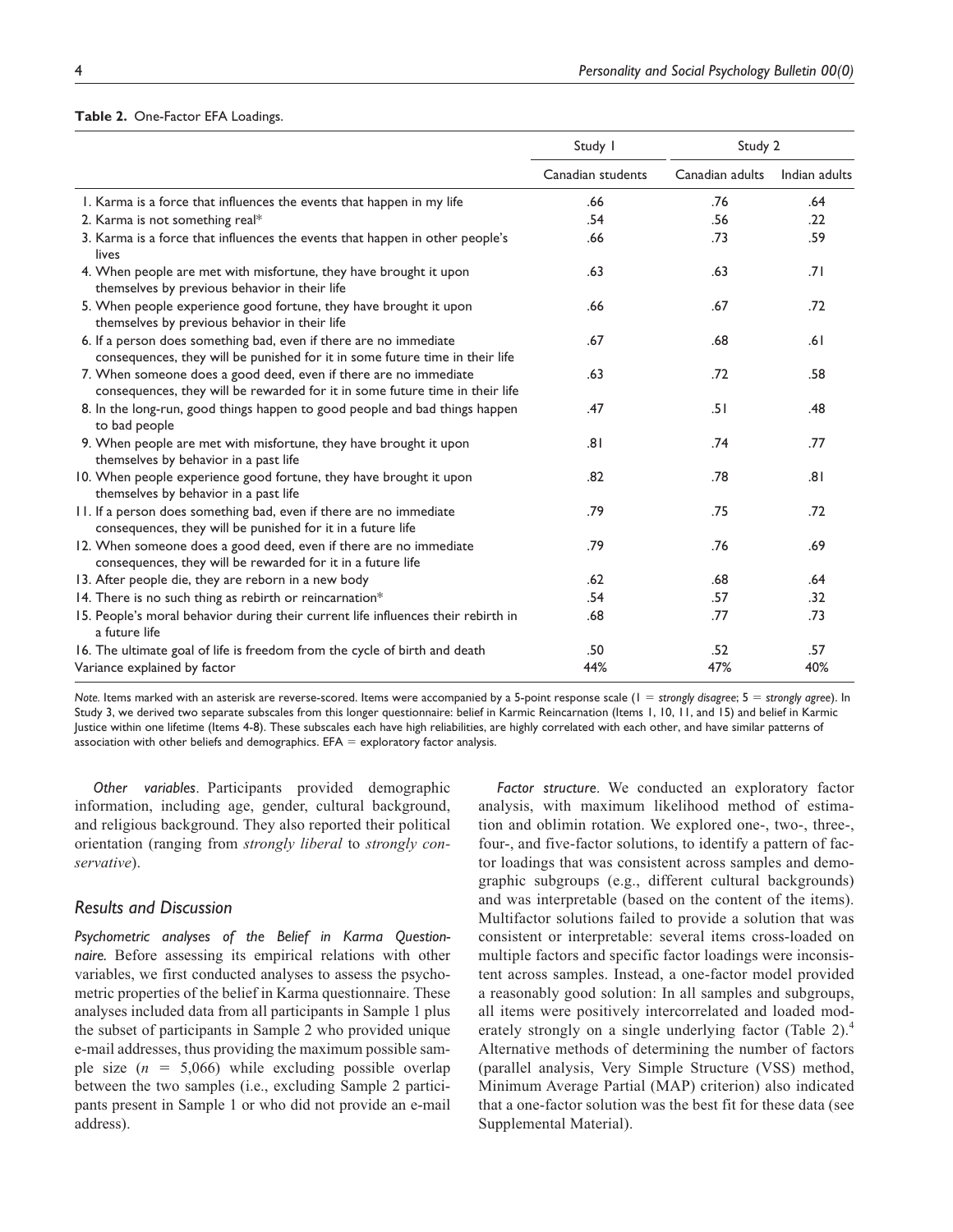**Table 2.** One-Factor EFA Loadings.

| | Study 1 | Study 2 | |
|---|---|---|---|
| | Canadian students | Canadian adults | Indian adults |
| 1. Karma is a force that influences the events that happen in my life | .66 | .76 | .64 |
| 2. Karma is not something real* | .54 | .56 | .22 |
| 3. Karma is a force that influences the events that happen in other people's lives | .66 | .73 | .59 |
| 4. When people are met with misfortune, they have brought it upon themselves by previous behavior in their life | .63 | .63 | .71 |
| 5. When people experience good fortune, they have brought it upon themselves by previous behavior in their life | .66 | .67 | .72 |
| 6. If a person does something bad, even if there are no immediate consequences, they will be punished for it in some future time in their life | .67 | .68 | .61 |
| 7. When someone does a good deed, even if there are no immediate consequences, they will be rewarded for it in some future time in their life | .63 | .72 | .58 |
| 8. In the long-run, good things happen to good people and bad things happen to bad people | .47 | .51 | .48 |
| 9. When people are met with misfortune, they have brought it upon themselves by behavior in a past life | .81 | .74 | .77 |
| 10. When people experience good fortune, they have brought it upon themselves by behavior in a past life | .82 | .78 | .81 |
| 11. If a person does something bad, even if there are no immediate consequences, they will be punished for it in a future life | .79 | .75 | .72 |
| 12. When someone does a good deed, even if there are no immediate consequences, they will be rewarded for it in a future life | .79 | .76 | .69 |
| 13. After people die, they are reborn in a new body | .62 | .68 | .64 |
| 14. There is no such thing as rebirth or reincarnation* | .54 | .57 | .32 |
| 15. People's moral behavior during their current life influences their rebirth in a future life | .68 | .77 | .73 |
| 16. The ultimate goal of life is freedom from the cycle of birth and death | .50 | .52 | .57 |
| Variance explained by factor | 44% | 47% | 40% |

*Note.* Items marked with an asterisk are reverse-scored. Items were accompanied by a 5-point response scale (1 = *strongly disagree*; 5 = *strongly agree*). In Study 3, we derived two separate subscales from this longer questionnaire: belief in Karmic Reincarnation (Items 1, 10, 11, and 15) and belief in Karmic Justice within one lifetime (Items 4-8). These subscales each have high reliabilities, are highly correlated with each other, and have similar patterns of association with other beliefs and demographics. EFA = exploratory factor analysis.

*Other variables*. Participants provided demographic information, including age, gender, cultural background, and religious background. They also reported their political orientation (ranging from *strongly liberal* to *strongly conservative*).

## Results and Discussion

*Psychometric analyses of the Belief in Karma Questionnaire.* Before assessing its empirical relations with other variables, we first conducted analyses to assess the psychometric properties of the belief in Karma questionnaire. These analyses included data from all participants in Sample 1 plus the subset of participants in Sample 2 who provided unique e-mail addresses, thus providing the maximum possible sample size ($n$ = 5,066) while excluding possible overlap between the two samples (i.e., excluding Sample 2 participants present in Sample 1 or who did not provide an e-mail address).

*Factor structure*. We conducted an exploratory factor analysis, with maximum likelihood method of estimation and oblimin rotation. We explored one-, two-, three-, four-, and five-factor solutions, to identify a pattern of factor loadings that was consistent across samples and demographic subgroups (e.g., different cultural backgrounds) and was interpretable (based on the content of the items). Multifactor solutions failed to provide a solution that was consistent or interpretable: several items cross-loaded on multiple factors and specific factor loadings were inconsistent across samples. Instead, a one-factor model provided a reasonably good solution: In all samples and subgroups, all items were positively intercorrelated and loaded moderately strongly on a single underlying factor (Table 2).[4] Alternative methods of determining the number of factors (parallel analysis, Very Simple Structure (VSS) method, Minimum Average Partial (MAP) criterion) also indicated that a one-factor solution was the best fit for these data (see Supplemental Material).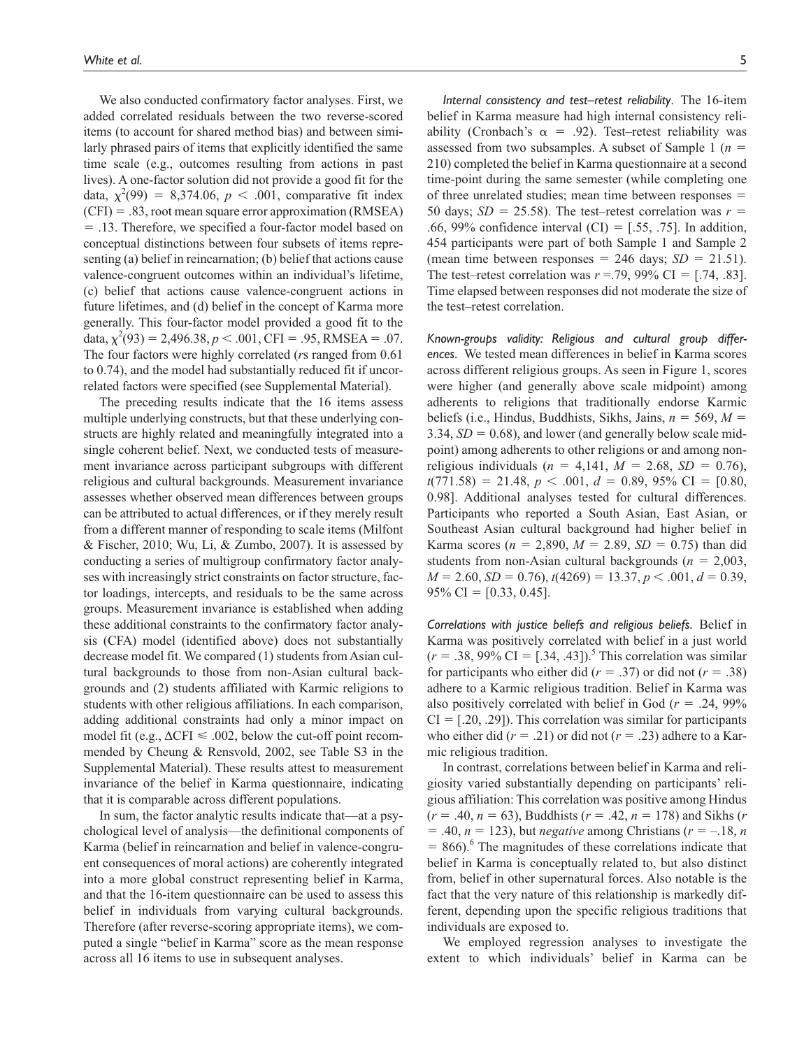We also conducted confirmatory factor analyses. First, we added correlated residuals between the two reverse-scored items (to account for shared method bias) and between similarly phrased pairs of items that explicitly identified the same time scale (e.g., outcomes resulting from actions in past lives). A one-factor solution did not provide a good fit for the data, $\chi^2(99) = 8{,}374.06$, $p < .001$, comparative fit index (CFI) = .83, root mean square error approximation (RMSEA) = .13. Therefore, we specified a four-factor model based on conceptual distinctions between four subsets of items representing (a) belief in reincarnation; (b) belief that actions cause valence-congruent outcomes within an individual's lifetime, (c) belief that actions cause valence-congruent actions in future lifetimes, and (d) belief in the concept of Karma more generally. This four-factor model provided a good fit to the data, $\chi^2(93) = 2{,}496.38$, $p < .001$, CFI = .95, RMSEA = .07. The four factors were highly correlated (*r*s ranged from 0.61 to 0.74), and the model had substantially reduced fit if uncorrelated factors were specified (see Supplemental Material).

The preceding results indicate that the 16 items assess multiple underlying constructs, but that these underlying constructs are highly related and meaningfully integrated into a single coherent belief. Next, we conducted tests of measurement invariance across participant subgroups with different religious and cultural backgrounds. Measurement invariance assesses whether observed mean differences between groups can be attributed to actual differences, or if they merely result from a different manner of responding to scale items (Milfont & Fischer, 2010; Wu, Li, & Zumbo, 2007). It is assessed by conducting a series of multigroup confirmatory factor analyses with increasingly strict constraints on factor structure, factor loadings, intercepts, and residuals to be the same across groups. Measurement invariance is established when adding these additional constraints to the confirmatory factor analysis (CFA) model (identified above) does not substantially decrease model fit. We compared (1) students from Asian cultural backgrounds to those from non-Asian cultural backgrounds and (2) students affiliated with Karmic religions to students with other religious affiliations. In each comparison, adding additional constraints had only a minor impact on model fit (e.g., $\Delta\text{CFI} \leq .002$, below the cut-off point recommended by Cheung & Rensvold, 2002, see Table S3 in the Supplemental Material). These results attest to measurement invariance of the belief in Karma questionnaire, indicating that it is comparable across different populations.

In sum, the factor analytic results indicate that—at a psychological level of analysis—the definitional components of Karma (belief in reincarnation and belief in valence-congruent consequences of moral actions) are coherently integrated into a more global construct representing belief in Karma, and that the 16-item questionnaire can be used to assess this belief in individuals from varying cultural backgrounds. Therefore (after reverse-scoring appropriate items), we computed a single "belief in Karma" score as the mean response across all 16 items to use in subsequent analyses.

*Internal consistency and test–retest reliability.* The 16-item belief in Karma measure had high internal consistency reliability (Cronbach's $\alpha = .92$). Test–retest reliability was assessed from two subsamples. A subset of Sample 1 ($n$ = 210) completed the belief in Karma questionnaire at a second time-point during the same semester (while completing one of three unrelated studies; mean time between responses = 50 days; $SD = 25.58$). The test–retest correlation was $r = .66$, 99% confidence interval (CI) = [.55, .75]. In addition, 454 participants were part of both Sample 1 and Sample 2 (mean time between responses = 246 days; $SD = 21.51$). The test–retest correlation was $r = .79$, 99% CI = [.74, .83]. Time elapsed between responses did not moderate the size of the test–retest correlation.

*Known-groups validity: Religious and cultural group differences.* We tested mean differences in belief in Karma scores across different religious groups. As seen in Figure 1, scores were higher (and generally above scale midpoint) among adherents to religions that traditionally endorse Karmic beliefs (i.e., Hindus, Buddhists, Sikhs, Jains, $n = 569$, $M = 3.34$, $SD = 0.68$), and lower (and generally below scale midpoint) among adherents to other religions or and among nonreligious individuals ($n = 4{,}141$, $M = 2.68$, $SD = 0.76$), $t(771.58) = 21.48$, $p < .001$, $d = 0.89$, 95% CI = [0.80, 0.98]. Additional analyses tested for cultural differences. Participants who reported a South Asian, East Asian, or Southeast Asian cultural background had higher belief in Karma scores ($n = 2{,}890$, $M = 2.89$, $SD = 0.75$) than did students from non-Asian cultural backgrounds ($n = 2{,}003$, $M = 2.60$, $SD = 0.76$), $t(4269) = 13.37$, $p < .001$, $d = 0.39$, 95% CI = [0.33, 0.45].

*Correlations with justice beliefs and religious beliefs.* Belief in Karma was positively correlated with belief in a just world ($r = .38$, 99% CI = [.34, .43]).[5] This correlation was similar for participants who either did ($r = .37$) or did not ($r = .38$) adhere to a Karmic religious tradition. Belief in Karma was also positively correlated with belief in God ($r = .24$, 99% CI = [.20, .29]). This correlation was similar for participants who either did ($r = .21$) or did not ($r = .23$) adhere to a Karmic religious tradition.

In contrast, correlations between belief in Karma and religiosity varied substantially depending on participants' religious affiliation: This correlation was positive among Hindus ($r = .40$, $n = 63$), Buddhists ($r = .42$, $n = 178$) and Sikhs ($r = .40$, $n = 123$), but *negative* among Christians ($r = -.18$, $n = 866$).[6] The magnitudes of these correlations indicate that belief in Karma is conceptually related to, but also distinct from, belief in other supernatural forces. Also notable is the fact that the very nature of this relationship is markedly different, depending upon the specific religious traditions that individuals are exposed to.

We employed regression analyses to investigate the extent to which individuals' belief in Karma can be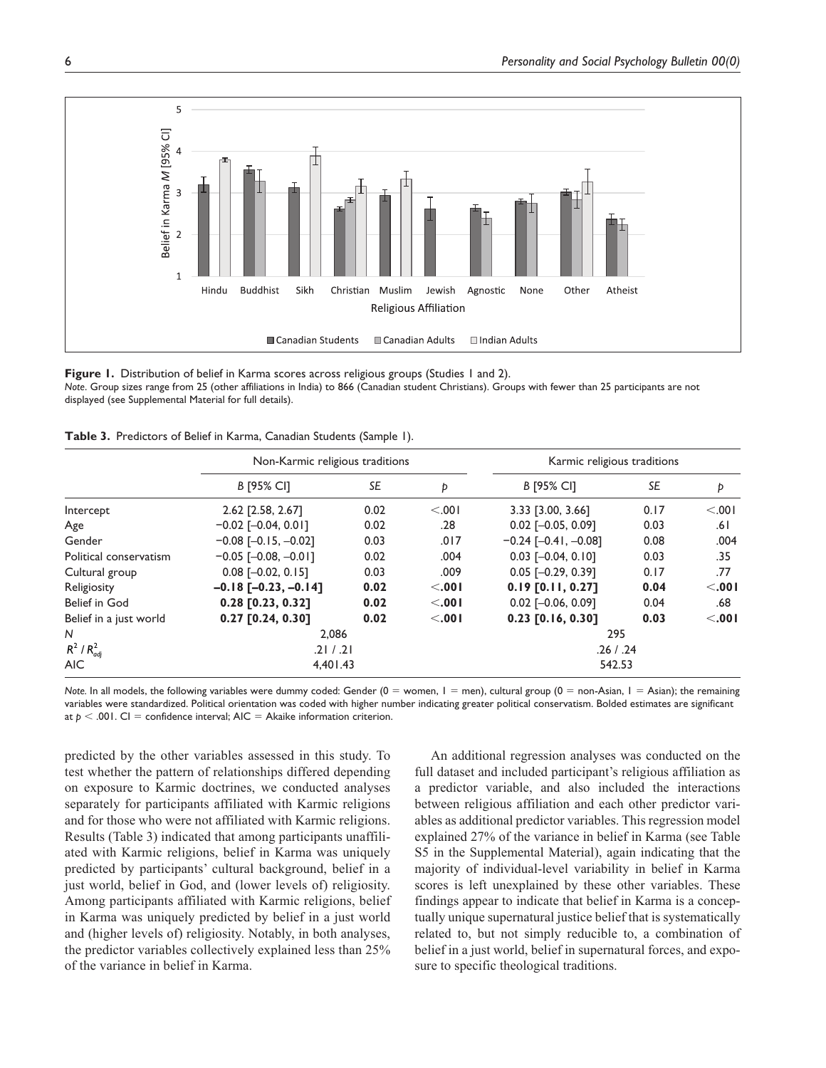**Figure 1.** Distribution of belief in Karma scores across religious groups (Studies 1 and 2).
*Note.* Group sizes range from 25 (other affiliations in India) to 866 (Canadian student Christians). Groups with fewer than 25 participants are not displayed (see Supplemental Material for full details).

**Table 3.** Predictors of Belief in Karma, Canadian Students (Sample 1).

| | Non-Karmic religious traditions | | | Karmic religious traditions | | |
|---|---|---|---|---|---|---|
| | *B* [95% CI] | *SE* | *p* | *B* [95% CI] | *SE* | *p* |
| Intercept | 2.62 [2.58, 2.67] | 0.02 | <.001 | 3.33 [3.00, 3.66] | 0.17 | <.001 |
| Age | −0.02 [−0.04, 0.01] | 0.02 | .28 | 0.02 [−0.05, 0.09] | 0.03 | .61 |
| Gender | −0.08 [−0.15, −0.02] | 0.03 | .017 | −0.24 [−0.41, −0.08] | 0.08 | .004 |
| Political conservatism | −0.05 [−0.08, −0.01] | 0.02 | .004 | 0.03 [−0.04, 0.10] | 0.03 | .35 |
| Cultural group | 0.08 [−0.02, 0.15] | 0.03 | .009 | 0.05 [−0.29, 0.39] | 0.17 | .77 |
| Religiosity | **−0.18 [−0.23, −0.14]** | **0.02** | **<.001** | **0.19 [0.11, 0.27]** | **0.04** | **<.001** |
| Belief in God | **0.28 [0.23, 0.32]** | **0.02** | **<.001** | 0.02 [−0.06, 0.09] | 0.04 | .68 |
| Belief in a just world | **0.27 [0.24, 0.30]** | **0.02** | **<.001** | **0.23 [0.16, 0.30]** | **0.03** | **<.001** |
| *N* | 2,086 | | | 295 | | |
| $R^2$ / $R^2_{adj}$ | .21 / .21 | | | .26 / .24 | | |
| AIC | 4,401.43 | | | 542.53 | | |

*Note.* In all models, the following variables were dummy coded: Gender (0 = women, 1 = men), cultural group (0 = non-Asian, 1 = Asian); the remaining variables were standardized. Political orientation was coded with higher number indicating greater political conservatism. Bolded estimates are significant at $p < .001$. CI = confidence interval; AIC = Akaike information criterion.

predicted by the other variables assessed in this study. To test whether the pattern of relationships differed depending on exposure to Karmic doctrines, we conducted analyses separately for participants affiliated with Karmic religions and for those who were not affiliated with Karmic religions. Results (Table 3) indicated that among participants unaffiliated with Karmic religions, belief in Karma was uniquely predicted by participants' cultural background, belief in a just world, belief in God, and (lower levels of) religiosity. Among participants affiliated with Karmic religions, belief in Karma was uniquely predicted by belief in a just world and (higher levels of) religiosity. Notably, in both analyses, the predictor variables collectively explained less than 25% of the variance in belief in Karma.

An additional regression analyses was conducted on the full dataset and included participant's religious affiliation as a predictor variable, and also included the interactions between religious affiliation and each other predictor variables as additional predictor variables. This regression model explained 27% of the variance in belief in Karma (see Table S5 in the Supplemental Material), again indicating that the majority of individual-level variability in belief in Karma scores is left unexplained by these other variables. These findings appear to indicate that belief in Karma is a conceptually unique supernatural justice belief that is systematically related to, but not simply reducible to, a combination of belief in a just world, belief in supernatural forces, and exposure to specific theological traditions.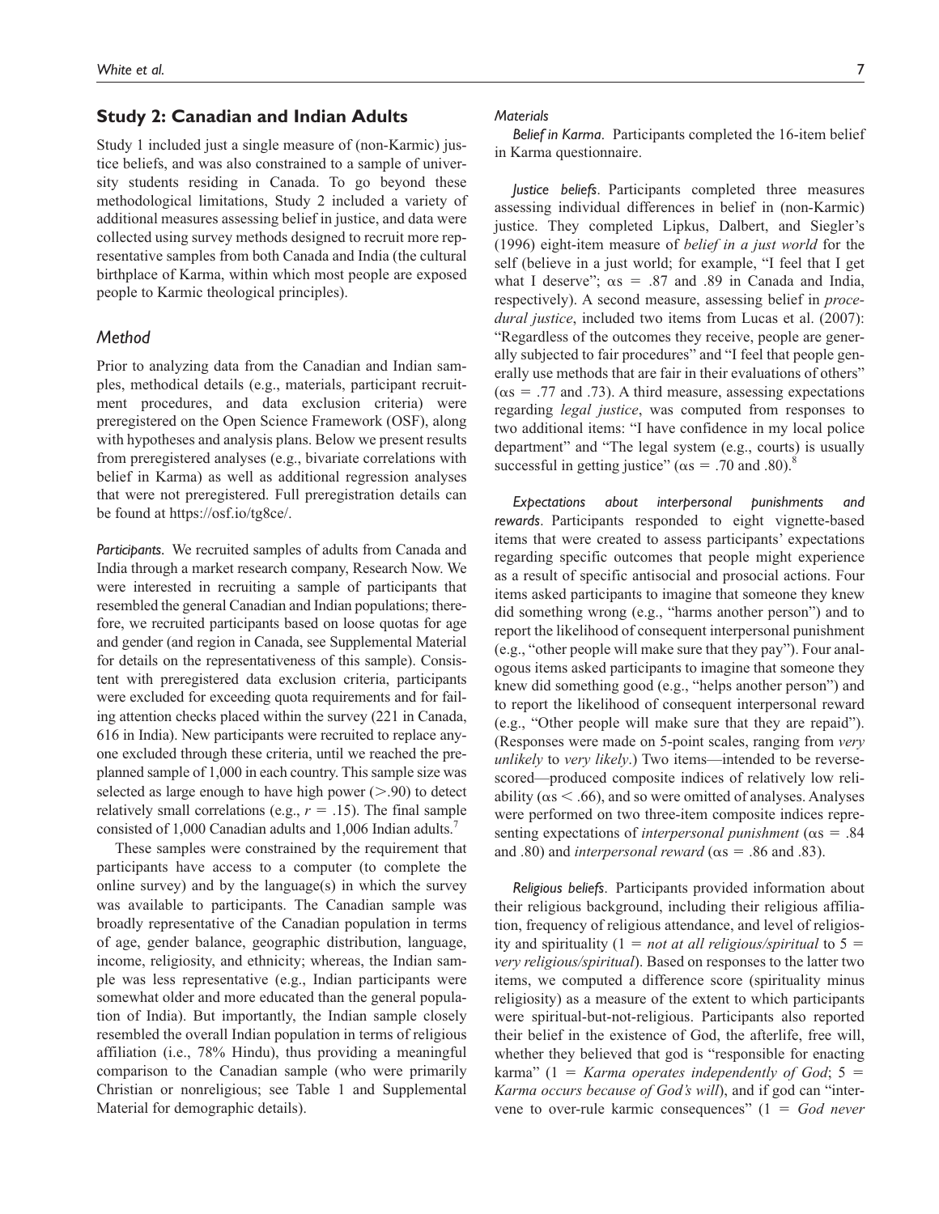## Study 2: Canadian and Indian Adults

Study 1 included just a single measure of (non-Karmic) justice beliefs, and was also constrained to a sample of university students residing in Canada. To go beyond these methodological limitations, Study 2 included a variety of additional measures assessing belief in justice, and data were collected using survey methods designed to recruit more representative samples from both Canada and India (the cultural birthplace of Karma, within which most people are exposed people to Karmic theological principles).

### Method

Prior to analyzing data from the Canadian and Indian samples, methodical details (e.g., materials, participant recruitment procedures, and data exclusion criteria) were preregistered on the Open Science Framework (OSF), along with hypotheses and analysis plans. Below we present results from preregistered analyses (e.g., bivariate correlations with belief in Karma) as well as additional regression analyses that were not preregistered. Full preregistration details can be found at https://osf.io/tg8ce/.

*Participants.* We recruited samples of adults from Canada and India through a market research company, Research Now. We were interested in recruiting a sample of participants that resembled the general Canadian and Indian populations; therefore, we recruited participants based on loose quotas for age and gender (and region in Canada, see Supplemental Material for details on the representativeness of this sample). Consistent with preregistered data exclusion criteria, participants were excluded for exceeding quota requirements and for failing attention checks placed within the survey (221 in Canada, 616 in India). New participants were recruited to replace anyone excluded through these criteria, until we reached the preplanned sample of 1,000 in each country. This sample size was selected as large enough to have high power (>.90) to detect relatively small correlations (e.g., $r = .15$). The final sample consisted of 1,000 Canadian adults and 1,006 Indian adults.[7]

These samples were constrained by the requirement that participants have access to a computer (to complete the online survey) and by the language(s) in which the survey was available to participants. The Canadian sample was broadly representative of the Canadian population in terms of age, gender balance, geographic distribution, language, income, religiosity, and ethnicity; whereas, the Indian sample was less representative (e.g., Indian participants were somewhat older and more educated than the general population of India). But importantly, the Indian sample closely resembled the overall Indian population in terms of religious affiliation (i.e., 78% Hindu), thus providing a meaningful comparison to the Canadian sample (who were primarily Christian or nonreligious; see Table 1 and Supplemental Material for demographic details).

*Materials*

*Belief in Karma.* Participants completed the 16-item belief in Karma questionnaire.

*Justice beliefs.* Participants completed three measures assessing individual differences in belief in (non-Karmic) justice. They completed Lipkus, Dalbert, and Siegler's (1996) eight-item measure of *belief in a just world* for the self (believe in a just world; for example, "I feel that I get what I deserve"; $\alpha s = .87$ and $.89$ in Canada and India, respectively). A second measure, assessing belief in *procedural justice*, included two items from Lucas et al. (2007): "Regardless of the outcomes they receive, people are generally subjected to fair procedures" and "I feel that people generally use methods that are fair in their evaluations of others" ($\alpha s = .77$ and $.73$). A third measure, assessing expectations regarding *legal justice*, was computed from responses to two additional items: "I have confidence in my local police department" and "The legal system (e.g., courts) is usually successful in getting justice" ($\alpha s = .70$ and $.80$).[8]

*Expectations about interpersonal punishments and rewards.* Participants responded to eight vignette-based items that were created to assess participants' expectations regarding specific outcomes that people might experience as a result of specific antisocial and prosocial actions. Four items asked participants to imagine that someone they knew did something wrong (e.g., "harms another person") and to report the likelihood of consequent interpersonal punishment (e.g., "other people will make sure that they pay"). Four analogous items asked participants to imagine that someone they knew did something good (e.g., "helps another person") and to report the likelihood of consequent interpersonal reward (e.g., "Other people will make sure that they are repaid"). (Responses were made on 5-point scales, ranging from *very unlikely* to *very likely*.) Two items—intended to be reverse-scored—produced composite indices of relatively low reliability ($\alpha s < .66$), and so were omitted of analyses. Analyses were performed on two three-item composite indices representing expectations of *interpersonal punishment* ($\alpha s = .84$ and $.80$) and *interpersonal reward* ($\alpha s = .86$ and $.83$).

*Religious beliefs.* Participants provided information about their religious background, including their religious affiliation, frequency of religious attendance, and level of religiosity and spirituality (1 = *not at all religious/spiritual* to 5 = *very religious/spiritual*). Based on responses to the latter two items, we computed a difference score (spirituality minus religiosity) as a measure of the extent to which participants were spiritual-but-not-religious. Participants also reported their belief in the existence of God, the afterlife, free will, whether they believed that god is "responsible for enacting karma" (1 = *Karma operates independently of God*; 5 = *Karma occurs because of God's will*), and if god can "intervene to over-rule karmic consequences" (1 = *God never*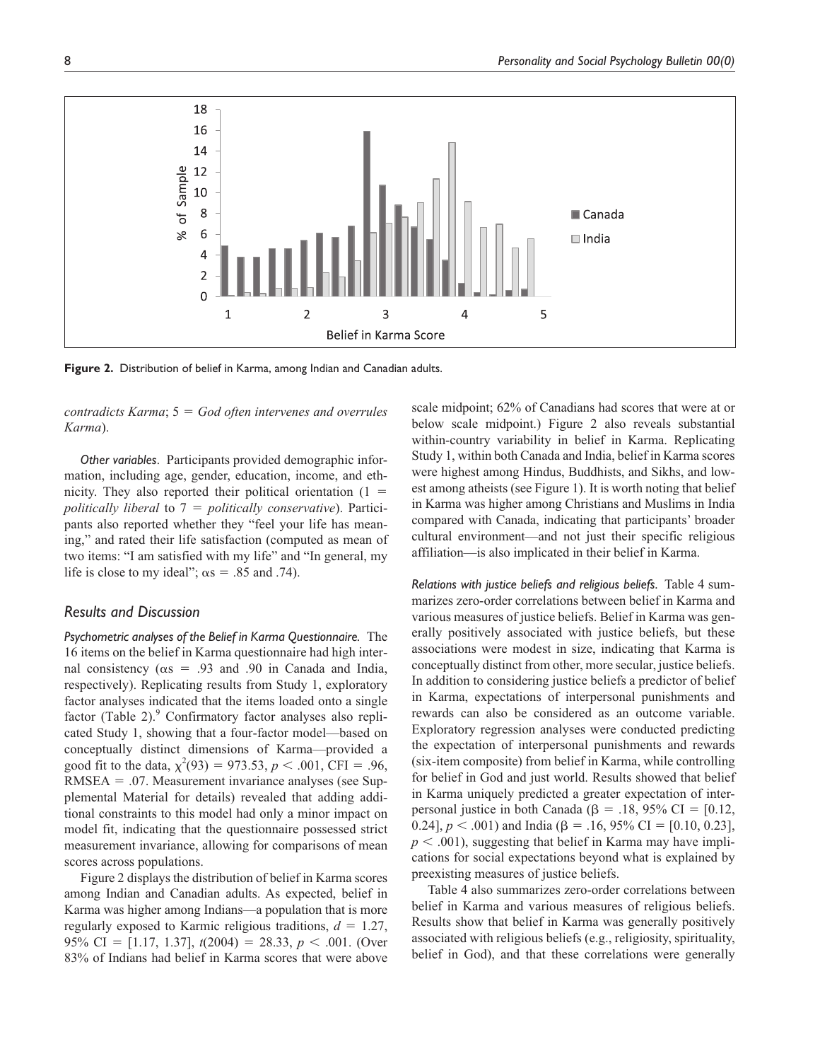Figure 2. Distribution of belief in Karma, among Indian and Canadian adults.

*contradicts Karma*; 5 = *God often intervenes and overrules Karma*).

*Other variables*. Participants provided demographic information, including age, gender, education, income, and ethnicity. They also reported their political orientation (1 = *politically liberal* to 7 = *politically conservative*). Participants also reported whether they "feel your life has meaning," and rated their life satisfaction (computed as mean of two items: "I am satisfied with my life" and "In general, my life is close to my ideal"; αs = .85 and .74).

## Results and Discussion

*Psychometric analyses of the Belief in Karma Questionnaire.* The 16 items on the belief in Karma questionnaire had high internal consistency (αs = .93 and .90 in Canada and India, respectively). Replicating results from Study 1, exploratory factor analyses indicated that the items loaded onto a single factor (Table 2).[9] Confirmatory factor analyses also replicated Study 1, showing that a four-factor model—based on conceptually distinct dimensions of Karma—provided a good fit to the data, $\chi^2(93) = 973.53$, $p < .001$, CFI = .96, RMSEA = .07. Measurement invariance analyses (see Supplemental Material for details) revealed that adding additional constraints to this model had only a minor impact on model fit, indicating that the questionnaire possessed strict measurement invariance, allowing for comparisons of mean scores across populations.

Figure 2 displays the distribution of belief in Karma scores among Indian and Canadian adults. As expected, belief in Karma was higher among Indians—a population that is more regularly exposed to Karmic religious traditions, $d = 1.27$, 95% CI = [1.17, 1.37], $t(2004) = 28.33$, $p < .001$. (Over 83% of Indians had belief in Karma scores that were above scale midpoint; 62% of Canadians had scores that were at or below scale midpoint.) Figure 2 also reveals substantial within-country variability in belief in Karma. Replicating Study 1, within both Canada and India, belief in Karma scores were highest among Hindus, Buddhists, and Sikhs, and lowest among atheists (see Figure 1). It is worth noting that belief in Karma was higher among Christians and Muslims in India compared with Canada, indicating that participants' broader cultural environment—and not just their specific religious affiliation—is also implicated in their belief in Karma.

*Relations with justice beliefs and religious beliefs.* Table 4 summarizes zero-order correlations between belief in Karma and various measures of justice beliefs. Belief in Karma was generally positively associated with justice beliefs, but these associations were modest in size, indicating that Karma is conceptually distinct from other, more secular, justice beliefs. In addition to considering justice beliefs a predictor of belief in Karma, expectations of interpersonal punishments and rewards can also be considered as an outcome variable. Exploratory regression analyses were conducted predicting the expectation of interpersonal punishments and rewards (six-item composite) from belief in Karma, while controlling for belief in God and just world. Results showed that belief in Karma uniquely predicted a greater expectation of interpersonal justice in both Canada ($\beta = .18$, 95% CI = [0.12, 0.24], $p < .001$) and India ($\beta = .16$, 95% CI = [0.10, 0.23], $p < .001$), suggesting that belief in Karma may have implications for social expectations beyond what is explained by preexisting measures of justice beliefs.

Table 4 also summarizes zero-order correlations between belief in Karma and various measures of religious beliefs. Results show that belief in Karma was generally positively associated with religious beliefs (e.g., religiosity, spirituality, belief in God), and that these correlations were generally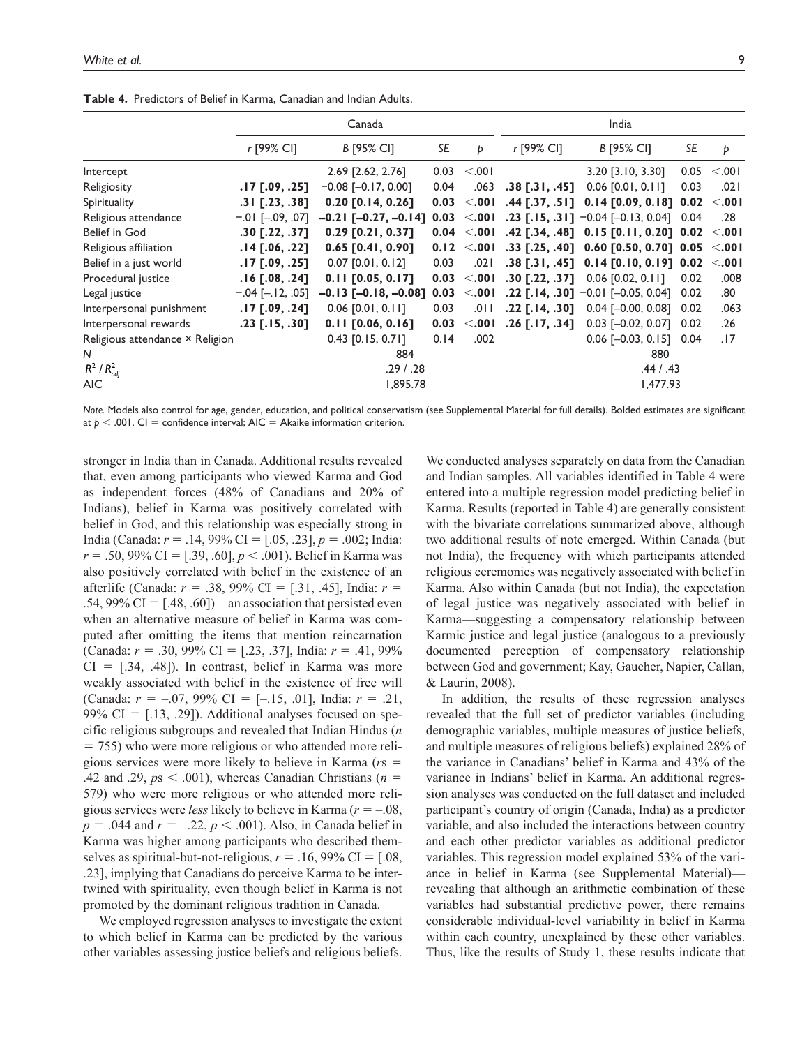**Table 4.** Predictors of Belief in Karma, Canadian and Indian Adults.

| | Canada | | | | India | | | |
|---|---|---|---|---|---|---|---|---|
| | *r* [99% CI] | *B* [95% CI] | *SE* | *p* | *r* [99% CI] | *B* [95% CI] | *SE* | *p* |
| Intercept | | 2.69 [2.62, 2.76] | 0.03 | <.001 | | 3.20 [3.10, 3.30] | 0.05 | <.001 |
| Religiosity | **.17 [.09, .25]** | −0.08 [−0.17, 0.00] | 0.04 | .063 | **.38 [.31, .45]** | 0.06 [0.01, 0.11] | 0.03 | .021 |
| Spirituality | **.31 [.23, .38]** | **0.20 [0.14, 0.26]** | **0.03** | **<.001** | **.44 [.37, .51]** | **0.14 [0.09, 0.18]** | **0.02** | **<.001** |
| Religious attendance | −.01 [−.09, .07] | **−0.21 [−0.27, −0.14]** | **0.03** | **<.001** | **.23 [.15, .31]** | −0.04 [−0.13, 0.04] | 0.04 | .28 |
| Belief in God | **.30 [.22, .37]** | **0.29 [0.21, 0.37]** | **0.04** | **<.001** | **.42 [.34, .48]** | **0.15 [0.11, 0.20]** | **0.02** | **<.001** |
| Religious affiliation | **.14 [.06, .22]** | **0.65 [0.41, 0.90]** | **0.12** | **<.001** | **.33 [.25, .40]** | **0.60 [0.50, 0.70]** | **0.05** | **<.001** |
| Belief in a just world | **.17 [.09, .25]** | 0.07 [0.01, 0.12] | 0.03 | .021 | **.38 [.31, .45]** | **0.14 [0.10, 0.19]** | **0.02** | **<.001** |
| Procedural justice | **.16 [.08, .24]** | **0.11 [0.05, 0.17]** | **0.03** | **<.001** | **.30 [.22, .37]** | 0.06 [0.02, 0.11] | 0.02 | .008 |
| Legal justice | −.04 [−.12, .05] | **−0.13 [−0.18, −0.08]** | **0.03** | **<.001** | **.22 [.14, .30]** | −0.01 [−0.05, 0.04] | 0.02 | .80 |
| Interpersonal punishment | **.17 [.09, .24]** | 0.06 [0.01, 0.11] | 0.03 | .011 | **.22 [.14, .30]** | 0.04 [−0.00, 0.08] | 0.02 | .063 |
| Interpersonal rewards | **.23 [.15, .30]** | **0.11 [0.06, 0.16]** | **0.03** | **<.001** | **.26 [.17, .34]** | 0.03 [−0.02, 0.07] | 0.02 | .26 |
| Religious attendance × Religion | | 0.43 [0.15, 0.71] | 0.14 | .002 | | 0.06 [−0.03, 0.15] | 0.04 | .17 |
| *N* | | 884 | | | | 880 | | |
| $R^2$ / $R^2_{adj}$ | | .29 / .28 | | | | .44 / .43 | | |
| AIC | | 1,895.78 | | | | 1,477.93 | | |

*Note.* Models also control for age, gender, education, and political conservatism (see Supplemental Material for full details). Bolded estimates are significant at $p < .001$. CI = confidence interval; AIC = Akaike information criterion.

stronger in India than in Canada. Additional results revealed that, even among participants who viewed Karma and God as independent forces (48% of Canadians and 20% of Indians), belief in Karma was positively correlated with belief in God, and this relationship was especially strong in India (Canada: $r = .14$, 99% CI = [.05, .23], $p = .002$; India: $r = .50$, 99% CI = [.39, .60], $p < .001$). Belief in Karma was also positively correlated with belief in the existence of an afterlife (Canada: $r = .38$, 99% CI = [.31, .45], India: $r = .54$, 99% CI = [.48, .60])—an association that persisted even when an alternative measure of belief in Karma was computed after omitting the items that mention reincarnation (Canada: $r = .30$, 99% CI = [.23, .37], India: $r = .41$, 99% CI = [.34, .48]). In contrast, belief in Karma was more weakly associated with belief in the existence of free will (Canada: $r = –.07$, 99% CI = [–.15, .01], India: $r = .21$, 99% CI = [.13, .29]). Additional analyses focused on specific religious subgroups and revealed that Indian Hindus ($n = 755$) who were more religious or who attended more religious services were more likely to believe in Karma ($r$s = .42 and .29, $p$s < .001), whereas Canadian Christians ($n = 579$) who were more religious or who attended more religious services were *less* likely to believe in Karma ($r = –.08$, $p = .044$ and $r = –.22$, $p < .001$). Also, in Canada belief in Karma was higher among participants who described themselves as spiritual-but-not-religious, $r = .16$, 99% CI = [.08, .23], implying that Canadians do perceive Karma to be intertwined with spirituality, even though belief in Karma is not promoted by the dominant religious tradition in Canada.

We employed regression analyses to investigate the extent to which belief in Karma can be predicted by the various other variables assessing justice beliefs and religious beliefs. We conducted analyses separately on data from the Canadian and Indian samples. All variables identified in Table 4 were entered into a multiple regression model predicting belief in Karma. Results (reported in Table 4) are generally consistent with the bivariate correlations summarized above, although two additional results of note emerged. Within Canada (but not India), the frequency with which participants attended religious ceremonies was negatively associated with belief in Karma. Also within Canada (but not India), the expectation of legal justice was negatively associated with belief in Karma—suggesting a compensatory relationship between Karmic justice and legal justice (analogous to a previously documented perception of compensatory relationship between God and government; Kay, Gaucher, Napier, Callan, & Laurin, 2008).

In addition, the results of these regression analyses revealed that the full set of predictor variables (including demographic variables, multiple measures of justice beliefs, and multiple measures of religious beliefs) explained 28% of the variance in Canadians' belief in Karma and 43% of the variance in Indians' belief in Karma. An additional regression analyses was conducted on the full dataset and included participant's country of origin (Canada, India) as a predictor variable, and also included the interactions between country and each other predictor variables as additional predictor variables. This regression model explained 53% of the variance in belief in Karma (see Supplemental Material)—revealing that although an arithmetic combination of these variables had substantial predictive power, there remains considerable individual-level variability in belief in Karma within each country, unexplained by these other variables. Thus, like the results of Study 1, these results indicate that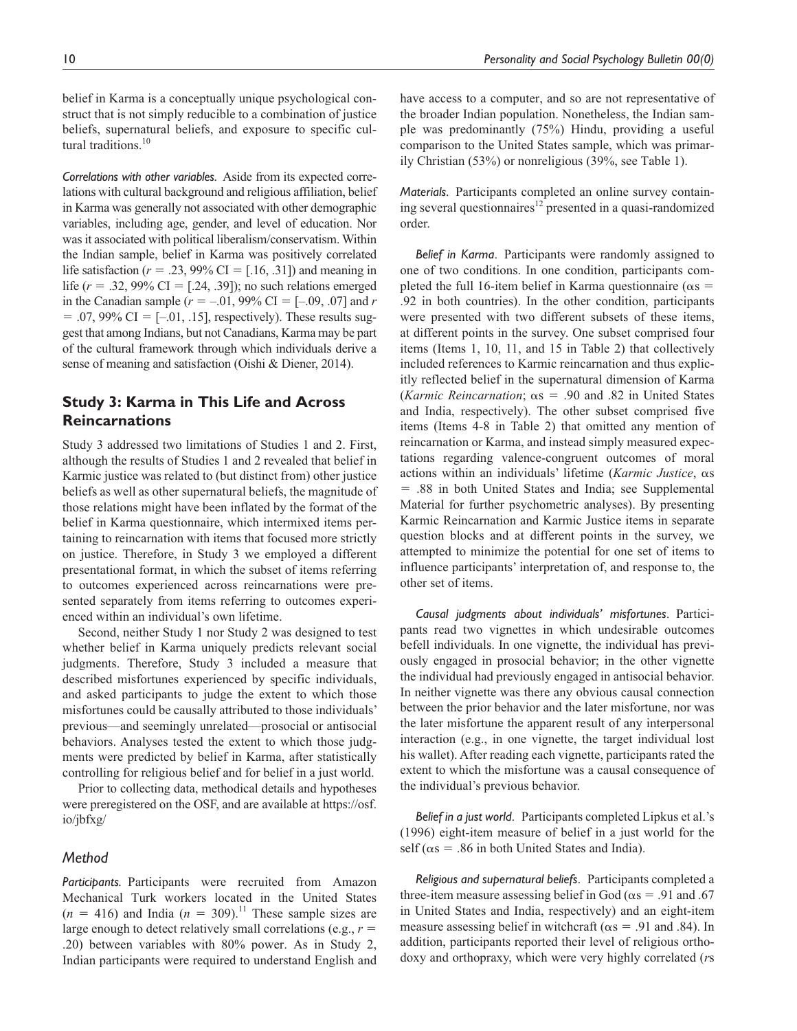belief in Karma is a conceptually unique psychological construct that is not simply reducible to a combination of justice beliefs, supernatural beliefs, and exposure to specific cultural traditions.[10]

*Correlations with other variables.* Aside from its expected correlations with cultural background and religious affiliation, belief in Karma was generally not associated with other demographic variables, including age, gender, and level of education. Nor was it associated with political liberalism/conservatism. Within the Indian sample, belief in Karma was positively correlated life satisfaction ($r$ = .23, 99% CI = [.16, .31]) and meaning in life ($r$ = .32, 99% CI = [.24, .39]); no such relations emerged in the Canadian sample ($r$ = –.01, 99% CI = [–.09, .07] and $r$ = .07, 99% CI = [–.01, .15], respectively). These results suggest that among Indians, but not Canadians, Karma may be part of the cultural framework through which individuals derive a sense of meaning and satisfaction (Oishi & Diener, 2014).

## Study 3: Karma in This Life and Across Reincarnations

Study 3 addressed two limitations of Studies 1 and 2. First, although the results of Studies 1 and 2 revealed that belief in Karmic justice was related to (but distinct from) other justice beliefs as well as other supernatural beliefs, the magnitude of those relations might have been inflated by the format of the belief in Karma questionnaire, which intermixed items pertaining to reincarnation with items that focused more strictly on justice. Therefore, in Study 3 we employed a different presentational format, in which the subset of items referring to outcomes experienced across reincarnations were presented separately from items referring to outcomes experienced within an individual's own lifetime.

Second, neither Study 1 nor Study 2 was designed to test whether belief in Karma uniquely predicts relevant social judgments. Therefore, Study 3 included a measure that described misfortunes experienced by specific individuals, and asked participants to judge the extent to which those misfortunes could be causally attributed to those individuals' previous—and seemingly unrelated—prosocial or antisocial behaviors. Analyses tested the extent to which those judgments were predicted by belief in Karma, after statistically controlling for religious belief and for belief in a just world.

Prior to collecting data, methodical details and hypotheses were preregistered on the OSF, and are available at https://osf.io/jbfxg/

### Method

*Participants.* Participants were recruited from Amazon Mechanical Turk workers located in the United States ($n$ = 416) and India ($n$ = 309).[11] These sample sizes are large enough to detect relatively small correlations (e.g., $r$ = .20) between variables with 80% power. As in Study 2, Indian participants were required to understand English and have access to a computer, and so are not representative of the broader Indian population. Nonetheless, the Indian sample was predominantly (75%) Hindu, providing a useful comparison to the United States sample, which was primarily Christian (53%) or nonreligious (39%, see Table 1).

*Materials.* Participants completed an online survey containing several questionnaires[12] presented in a quasi-randomized order.

*Belief in Karma*. Participants were randomly assigned to one of two conditions. In one condition, participants completed the full 16-item belief in Karma questionnaire ($\alpha$s = .92 in both countries). In the other condition, participants were presented with two different subsets of these items, at different points in the survey. One subset comprised four items (Items 1, 10, 11, and 15 in Table 2) that collectively included references to Karmic reincarnation and thus explicitly reflected belief in the supernatural dimension of Karma (*Karmic Reincarnation*; $\alpha$s = .90 and .82 in United States and India, respectively). The other subset comprised five items (Items 4-8 in Table 2) that omitted any mention of reincarnation or Karma, and instead simply measured expectations regarding valence-congruent outcomes of moral actions within an individuals' lifetime (*Karmic Justice*, $\alpha$s = .88 in both United States and India; see Supplemental Material for further psychometric analyses). By presenting Karmic Reincarnation and Karmic Justice items in separate question blocks and at different points in the survey, we attempted to minimize the potential for one set of items to influence participants' interpretation of, and response to, the other set of items.

*Causal judgments about individuals' misfortunes*. Participants read two vignettes in which undesirable outcomes befell individuals. In one vignette, the individual has previously engaged in prosocial behavior; in the other vignette the individual had previously engaged in antisocial behavior. In neither vignette was there any obvious causal connection between the prior behavior and the later misfortune, nor was the later misfortune the apparent result of any interpersonal interaction (e.g., in one vignette, the target individual lost his wallet). After reading each vignette, participants rated the extent to which the misfortune was a causal consequence of the individual's previous behavior.

*Belief in a just world*. Participants completed Lipkus et al.'s (1996) eight-item measure of belief in a just world for the self ($\alpha$s = .86 in both United States and India).

*Religious and supernatural beliefs*. Participants completed a three-item measure assessing belief in God ($\alpha$s = .91 and .67 in United States and India, respectively) and an eight-item measure assessing belief in witchcraft ($\alpha$s = .91 and .84). In addition, participants reported their level of religious orthodoxy and orthopraxy, which were very highly correlated ($r$s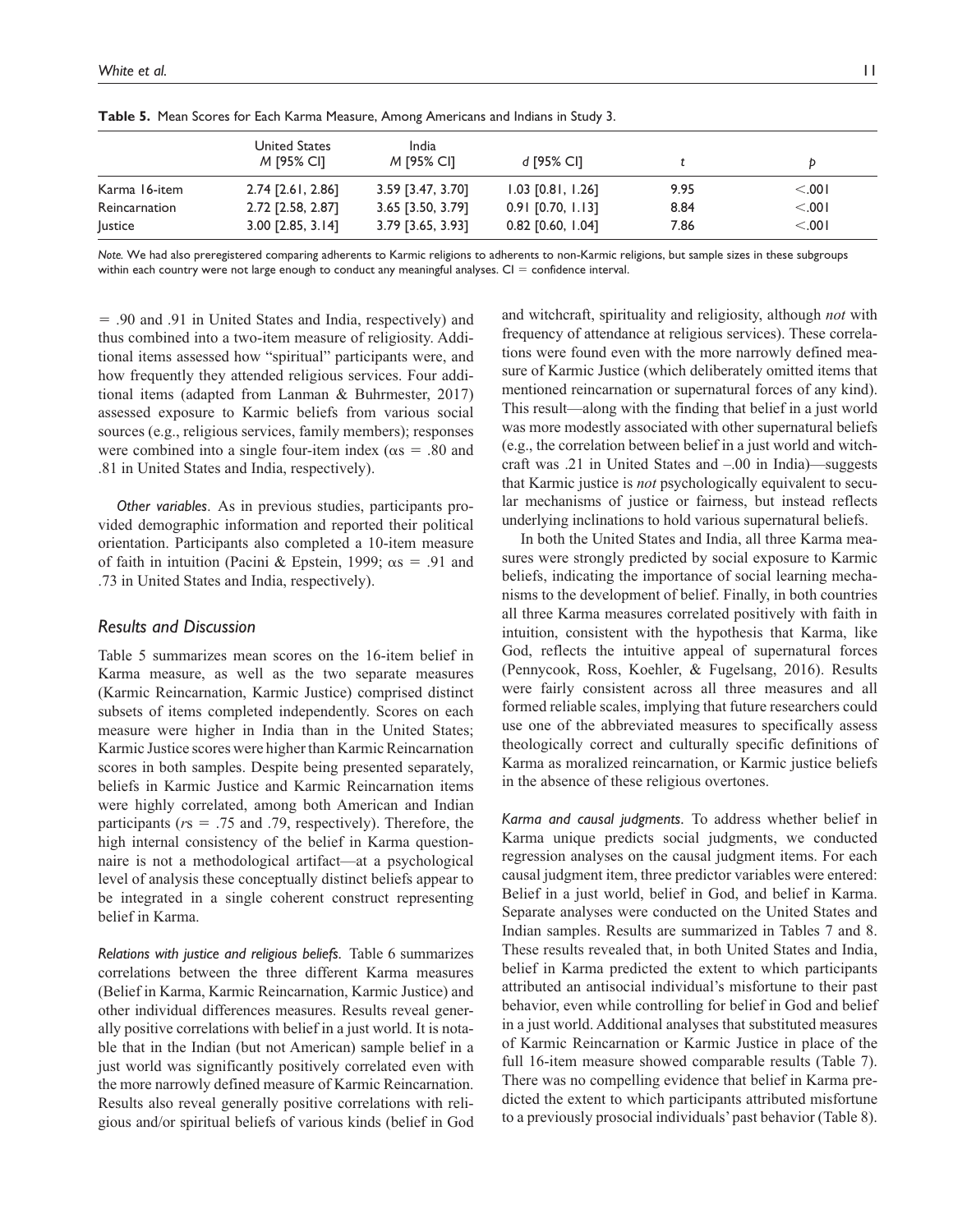**Table 5.** Mean Scores for Each Karma Measure, Among Americans and Indians in Study 3.

| | United States $M$ [95% CI] | India $M$ [95% CI] | $d$ [95% CI] | $t$ | $p$ |
|---|---|---|---|---|---|
| Karma 16-item | 2.74 [2.61, 2.86] | 3.59 [3.47, 3.70] | 1.03 [0.81, 1.26] | 9.95 | <.001 |
| Reincarnation | 2.72 [2.58, 2.87] | 3.65 [3.50, 3.79] | 0.91 [0.70, 1.13] | 8.84 | <.001 |
| Justice | 3.00 [2.85, 3.14] | 3.79 [3.65, 3.93] | 0.82 [0.60, 1.04] | 7.86 | <.001 |

*Note.* We had also preregistered comparing adherents to Karmic religions to adherents to non-Karmic religions, but sample sizes in these subgroups within each country were not large enough to conduct any meaningful analyses. CI = confidence interval.

= .90 and .91 in United States and India, respectively) and thus combined into a two-item measure of religiosity. Additional items assessed how "spiritual" participants were, and how frequently they attended religious services. Four additional items (adapted from Lanman & Buhrmester, 2017) assessed exposure to Karmic beliefs from various social sources (e.g., religious services, family members); responses were combined into a single four-item index (αs = .80 and .81 in United States and India, respectively).

*Other variables*. As in previous studies, participants provided demographic information and reported their political orientation. Participants also completed a 10-item measure of faith in intuition (Pacini & Epstein, 1999; αs = .91 and .73 in United States and India, respectively).

## Results and Discussion

Table 5 summarizes mean scores on the 16-item belief in Karma measure, as well as the two separate measures (Karmic Reincarnation, Karmic Justice) comprised distinct subsets of items completed independently. Scores on each measure were higher in India than in the United States; Karmic Justice scores were higher than Karmic Reincarnation scores in both samples. Despite being presented separately, beliefs in Karmic Justice and Karmic Reincarnation items were highly correlated, among both American and Indian participants ($r$s = .75 and .79, respectively). Therefore, the high internal consistency of the belief in Karma questionnaire is not a methodological artifact—at a psychological level of analysis these conceptually distinct beliefs appear to be integrated in a single coherent construct representing belief in Karma.

*Relations with justice and religious beliefs*. Table 6 summarizes correlations between the three different Karma measures (Belief in Karma, Karmic Reincarnation, Karmic Justice) and other individual differences measures. Results reveal generally positive correlations with belief in a just world. It is notable that in the Indian (but not American) sample belief in a just world was significantly positively correlated even with the more narrowly defined measure of Karmic Reincarnation. Results also reveal generally positive correlations with religious and/or spiritual beliefs of various kinds (belief in God and witchcraft, spirituality and religiosity, although *not* with frequency of attendance at religious services). These correlations were found even with the more narrowly defined measure of Karmic Justice (which deliberately omitted items that mentioned reincarnation or supernatural forces of any kind). This result—along with the finding that belief in a just world was more modestly associated with other supernatural beliefs (e.g., the correlation between belief in a just world and witchcraft was .21 in United States and –.00 in India)—suggests that Karmic justice is *not* psychologically equivalent to secular mechanisms of justice or fairness, but instead reflects underlying inclinations to hold various supernatural beliefs.

In both the United States and India, all three Karma measures were strongly predicted by social exposure to Karmic beliefs, indicating the importance of social learning mechanisms to the development of belief. Finally, in both countries all three Karma measures correlated positively with faith in intuition, consistent with the hypothesis that Karma, like God, reflects the intuitive appeal of supernatural forces (Pennycook, Ross, Koehler, & Fugelsang, 2016). Results were fairly consistent across all three measures and all formed reliable scales, implying that future researchers could use one of the abbreviated measures to specifically assess theologically correct and culturally specific definitions of Karma as moralized reincarnation, or Karmic justice beliefs in the absence of these religious overtones.

*Karma and causal judgments*. To address whether belief in Karma unique predicts social judgments, we conducted regression analyses on the causal judgment items. For each causal judgment item, three predictor variables were entered: Belief in a just world, belief in God, and belief in Karma. Separate analyses were conducted on the United States and Indian samples. Results are summarized in Tables 7 and 8. These results revealed that, in both United States and India, belief in Karma predicted the extent to which participants attributed an antisocial individual's misfortune to their past behavior, even while controlling for belief in God and belief in a just world. Additional analyses that substituted measures of Karmic Reincarnation or Karmic Justice in place of the full 16-item measure showed comparable results (Table 7). There was no compelling evidence that belief in Karma predicted the extent to which participants attributed misfortune to a previously prosocial individuals' past behavior (Table 8).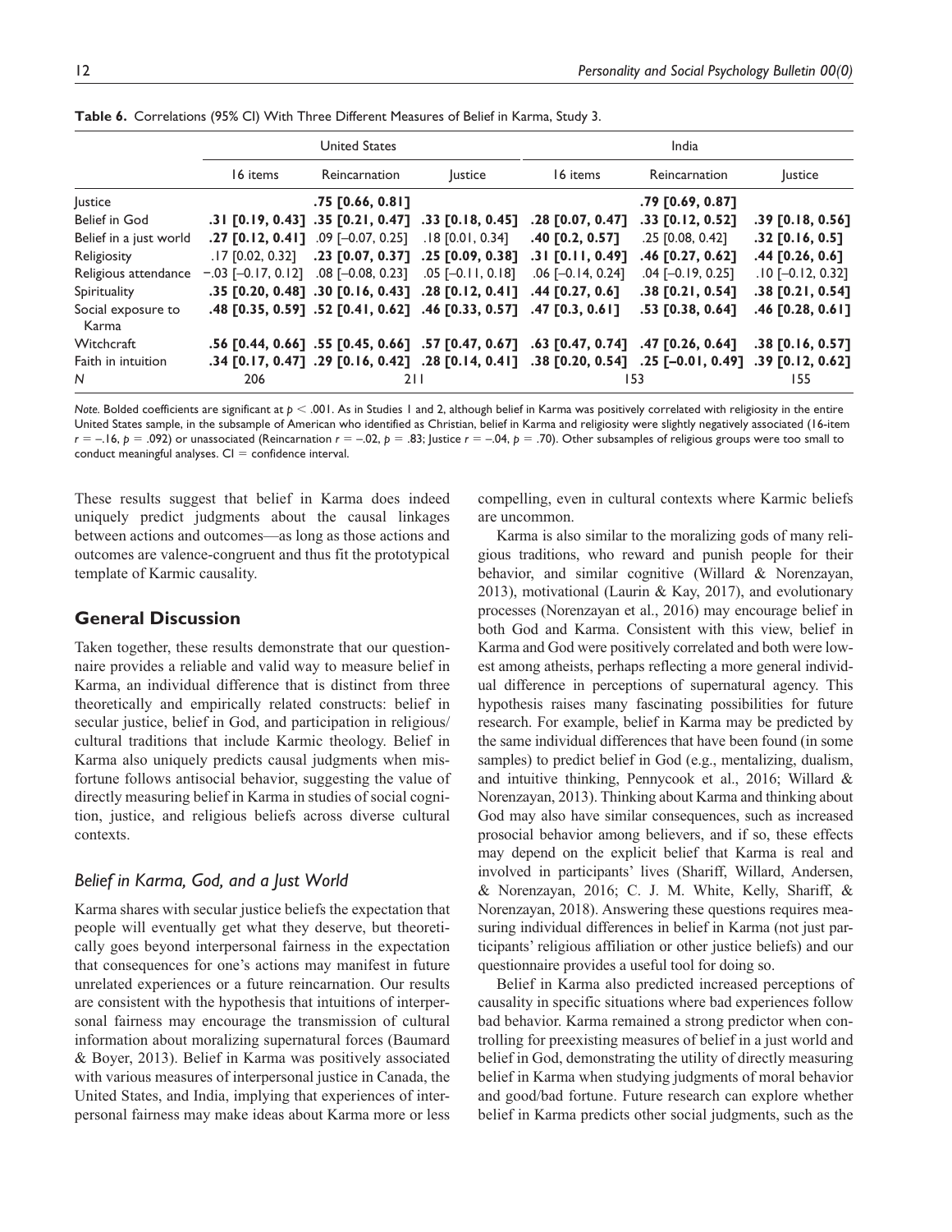**Table 6.** Correlations (95% CI) With Three Different Measures of Belief in Karma, Study 3.

| | United States | | | India | | |
|---|---|---|---|---|---|---|
| | 16 items | Reincarnation | Justice | 16 items | Reincarnation | Justice |
| Justice | | **.75 [0.66, 0.81]** | | | **.79 [0.69, 0.87]** | |
| Belief in God | **.31 [0.19, 0.43]** | **.35 [0.21, 0.47]** | **.33 [0.18, 0.45]** | **.28 [0.07, 0.47]** | **.33 [0.12, 0.52]** | **.39 [0.18, 0.56]** |
| Belief in a just world | **.27 [0.12, 0.41]** | .09 [−0.07, 0.25] | .18 [0.01, 0.34] | **.40 [0.2, 0.57]** | .25 [0.08, 0.42] | **.32 [0.16, 0.5]** |
| Religiosity | .17 [0.02, 0.32] | **.23 [0.07, 0.37]** | **.25 [0.09, 0.38]** | **.31 [0.11, 0.49]** | **.46 [0.27, 0.62]** | **.44 [0.26, 0.6]** |
| Religious attendance | −.03 [−0.17, 0.12] | .08 [−0.08, 0.23] | .05 [−0.11, 0.18] | .06 [−0.14, 0.24] | .04 [−0.19, 0.25] | .10 [−0.12, 0.32] |
| Spirituality | **.35 [0.20, 0.48]** | **.30 [0.16, 0.43]** | **.28 [0.12, 0.41]** | **.44 [0.27, 0.6]** | **.38 [0.21, 0.54]** | **.38 [0.21, 0.54]** |
| Social exposure to Karma | **.48 [0.35, 0.59]** | **.52 [0.41, 0.62]** | **.46 [0.33, 0.57]** | **.47 [0.3, 0.61]** | **.53 [0.38, 0.64]** | **.46 [0.28, 0.61]** |
| Witchcraft | **.56 [0.44, 0.66]** | **.55 [0.45, 0.66]** | **.57 [0.47, 0.67]** | **.63 [0.47, 0.74]** | **.47 [0.26, 0.64]** | **.38 [0.16, 0.57]** |
| Faith in intuition | **.34 [0.17, 0.47]** | **.29 [0.16, 0.42]** | **.28 [0.14, 0.41]** | **.38 [0.20, 0.54]** | **.25 [−0.01, 0.49]** | **.39 [0.12, 0.62]** |
| *N* | 206 | 211 | | 153 | | 155 |

*Note.* Bolded coefficients are significant at $p < .001$. As in Studies 1 and 2, although belief in Karma was positively correlated with religiosity in the entire United States sample, in the subsample of American who identified as Christian, belief in Karma and religiosity were slightly negatively associated (16-item $r = -.16$, $p = .092$) or unassociated (Reincarnation $r = -.02$, $p = .83$; Justice $r = -.04$, $p = .70$). Other subsamples of religious groups were too small to conduct meaningful analyses. CI = confidence interval.

These results suggest that belief in Karma does indeed uniquely predict judgments about the causal linkages between actions and outcomes—as long as those actions and outcomes are valence-congruent and thus fit the prototypical template of Karmic causality.

## General Discussion

Taken together, these results demonstrate that our questionnaire provides a reliable and valid way to measure belief in Karma, an individual difference that is distinct from three theoretically and empirically related constructs: belief in secular justice, belief in God, and participation in religious/cultural traditions that include Karmic theology. Belief in Karma also uniquely predicts causal judgments when misfortune follows antisocial behavior, suggesting the value of directly measuring belief in Karma in studies of social cognition, justice, and religious beliefs across diverse cultural contexts.

### *Belief in Karma, God, and a Just World*

Karma shares with secular justice beliefs the expectation that people will eventually get what they deserve, but theoretically goes beyond interpersonal fairness in the expectation that consequences for one's actions may manifest in future unrelated experiences or a future reincarnation. Our results are consistent with the hypothesis that intuitions of interpersonal fairness may encourage the transmission of cultural information about moralizing supernatural forces (Baumard & Boyer, 2013). Belief in Karma was positively associated with various measures of interpersonal justice in Canada, the United States, and India, implying that experiences of interpersonal fairness may make ideas about Karma more or less compelling, even in cultural contexts where Karmic beliefs are uncommon.

Karma is also similar to the moralizing gods of many religious traditions, who reward and punish people for their behavior, and similar cognitive (Willard & Norenzayan, 2013), motivational (Laurin & Kay, 2017), and evolutionary processes (Norenzayan et al., 2016) may encourage belief in both God and Karma. Consistent with this view, belief in Karma and God were positively correlated and both were lowest among atheists, perhaps reflecting a more general individual difference in perceptions of supernatural agency. This hypothesis raises many fascinating possibilities for future research. For example, belief in Karma may be predicted by the same individual differences that have been found (in some samples) to predict belief in God (e.g., mentalizing, dualism, and intuitive thinking, Pennycook et al., 2016; Willard & Norenzayan, 2013). Thinking about Karma and thinking about God may also have similar consequences, such as increased prosocial behavior among believers, and if so, these effects may depend on the explicit belief that Karma is real and involved in participants' lives (Shariff, Willard, Andersen, & Norenzayan, 2016; C. J. M. White, Kelly, Shariff, & Norenzayan, 2018). Answering these questions requires measuring individual differences in belief in Karma (not just participants' religious affiliation or other justice beliefs) and our questionnaire provides a useful tool for doing so.

Belief in Karma also predicted increased perceptions of causality in specific situations where bad experiences follow bad behavior. Karma remained a strong predictor when controlling for preexisting measures of belief in a just world and belief in God, demonstrating the utility of directly measuring belief in Karma when studying judgments of moral behavior and good/bad fortune. Future research can explore whether belief in Karma predicts other social judgments, such as the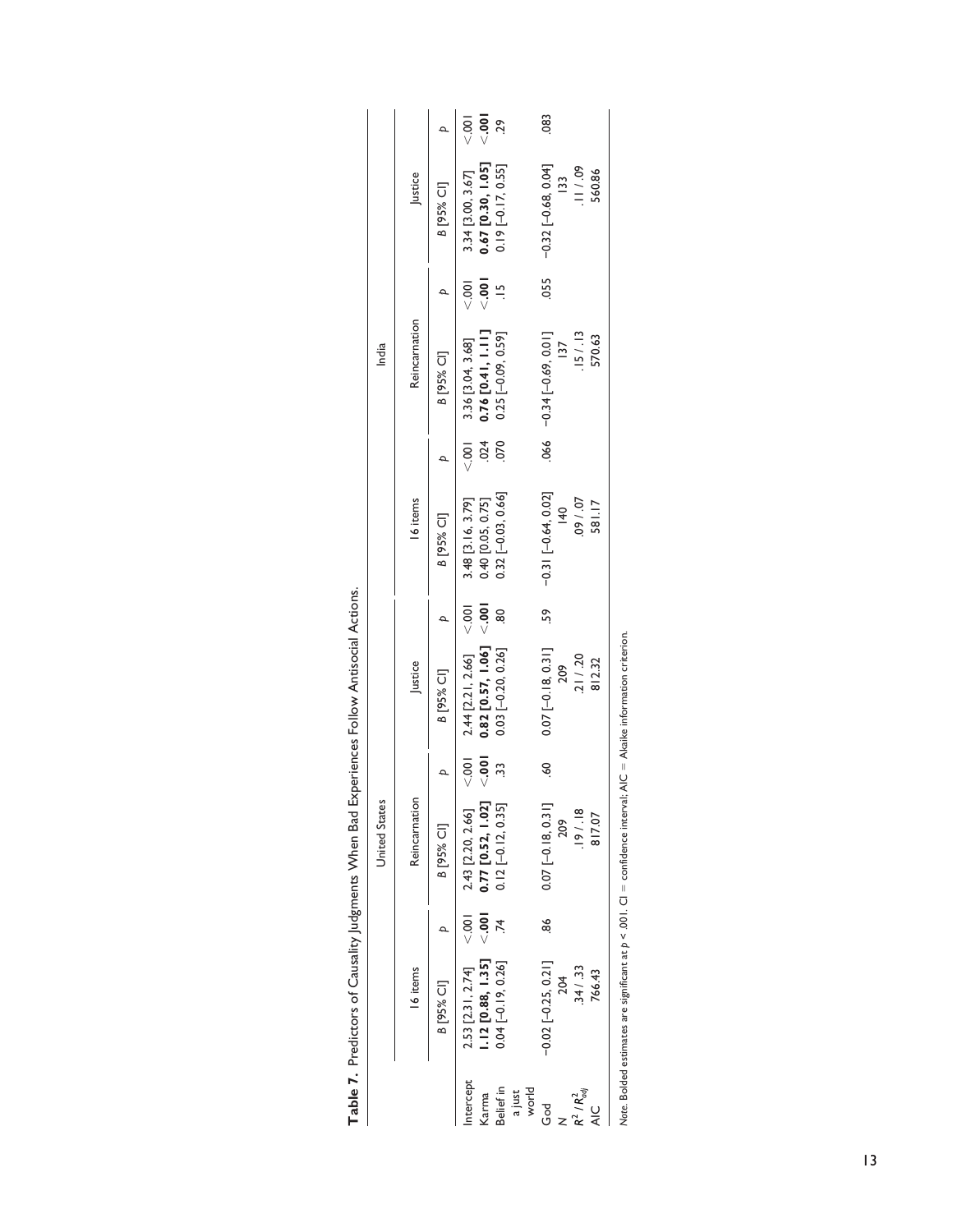**Table 7.** Predictors of Causality Judgments When Bad Experiences Follow Antisocial Actions.

| | United States | | | | | | India | | | | | |
|---|---|---|---|---|---|---|---|---|---|---|---|---|
| | 16 items | | Reincarnation | | Justice | | 16 items | | Reincarnation | | Justice | |
| | *B* [95% CI] | *p* | *B* [95% CI] | *p* | *B* [95% CI] | *p* | *B* [95% CI] | *p* | *B* [95% CI] | *p* | *B* [95% CI] | *p* |
| Intercept | 2.53 [2.31, 2.74] | <.001 | 2.43 [2.20, 2.66] | <.001 | 2.44 [2.21, 2.66] | <.001 | 3.48 [3.16, 3.79] | <.001 | 3.36 [3.04, 3.68] | <.001 | 3.34 [3.00, 3.67] | <.001 |
| Karma | **1.12 [0.88, 1.35]** | **<.001** | **0.77 [0.52, 1.02]** | **<.001** | **0.82 [0.57, 1.06]** | **<.001** | 0.40 [0.05, 0.75] | .024 | **0.76 [0.41, 1.11]** | **<.001** | **0.67 [0.30, 1.05]** | **<.001** |
| Belief in a just world | 0.04 [−0.19, 0.26] | .74 | 0.12 [−0.12, 0.35] | .33 | 0.03 [−0.20, 0.26] | .80 | 0.32 [−0.03, 0.66] | .070 | 0.25 [−0.09, 0.59] | .15 | 0.19 [−0.17, 0.55] | .29 |
| God | −0.02 [−0.25, 0.21] | .86 | 0.07 [−0.18, 0.31] | .60 | 0.07 [−0.18, 0.31] | .59 | −0.31 [−0.64, 0.02] | .066 | −0.34 [−0.69, 0.01] | .055 | −0.32 [−0.68, 0.04] | .083 |
| *N* | 204 | | 209 | | 209 | | 140 | | 137 | | 133 | |
| $R^2$ / $R^2_{adj}$ | .34 / .33 | | .19 / .18 | | .21 / .20 | | .09 / .07 | | .15 / .13 | | .11 / .09 | |
| AIC | 766.43 | | 817.07 | | 812.32 | | 581.17 | | 570.63 | | 560.86 | |

*Note.* Bolded estimates are significant at *p* < .001. CI = confidence interval; AIC = Akaike information criterion.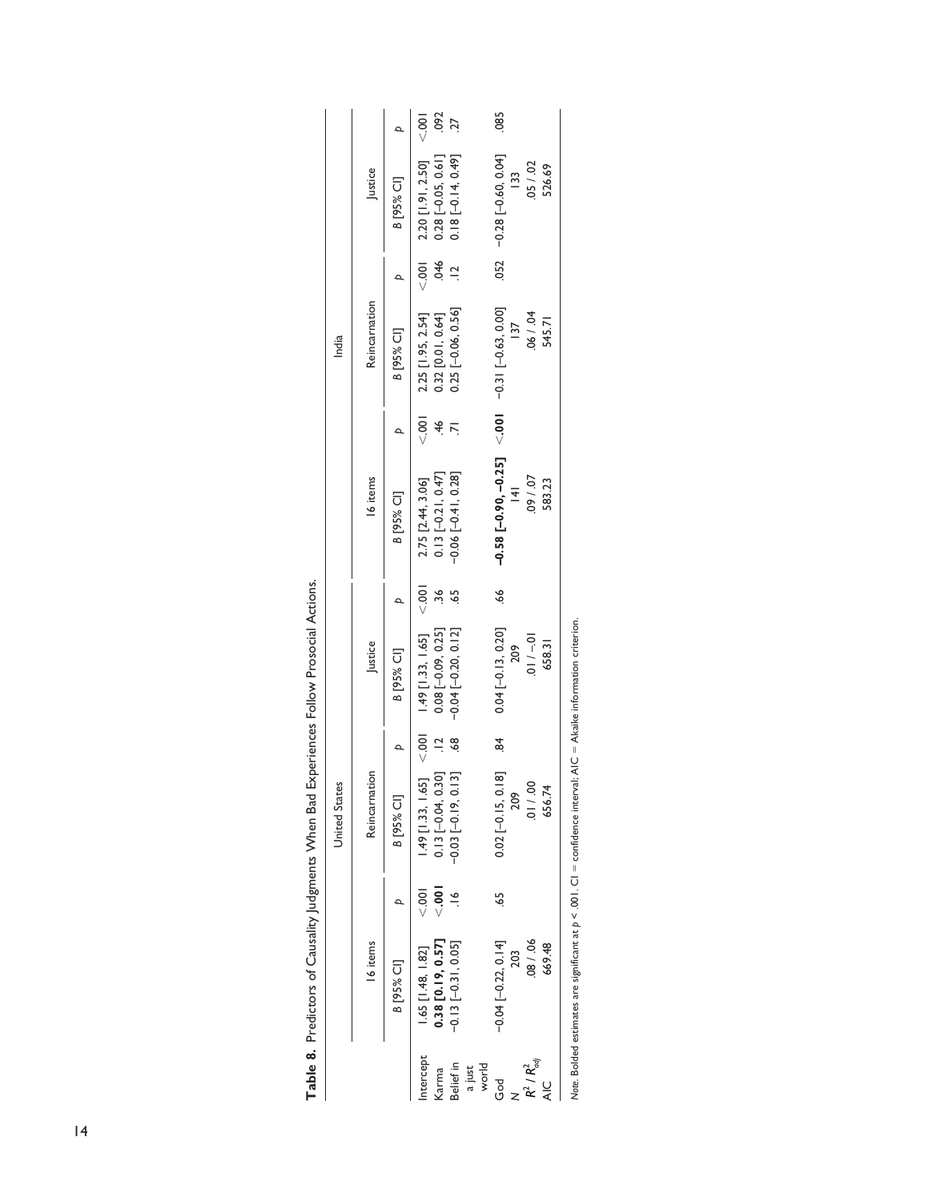**Table 8.** Predictors of Causality Judgments When Bad Experiences Follow Prosocial Actions.

| | United States | | | | | | India | | | | | |
|---|---|---|---|---|---|---|---|---|---|---|---|---|
| | 16 items | | Reincarnation | | Justice | | 16 items | | Reincarnation | | Justice | |
| | *B* [95% CI] | *p* | *B* [95% CI] | *p* | *B* [95% CI] | *p* | *B* [95% CI] | *p* | *B* [95% CI] | *p* | *B* [95% CI] | *p* |
| Intercept | 1.65 [1.48, 1.82] | <.001 | 1.49 [1.33, 1.65] | <.001 | 1.49 [1.33, 1.65] | <.001 | 2.75 [2.44, 3.06] | <.001 | 2.25 [1.95, 2.54] | <.001 | 2.20 [1.91, 2.50] | <.001 |
| Karma | **0.38 [0.19, 0.57]** | **<.001** | 0.13 [−0.04, 0.30] | .12 | 0.08 [−0.09, 0.25] | .36 | 0.13 [−0.21, 0.47] | .46 | 0.32 [0.01, 0.64] | .046 | 0.28 [−0.05, 0.61] | .092 |
| Belief in a just world | −0.13 [−0.31, 0.05] | .16 | −0.03 [−0.19, 0.13] | .68 | −0.04 [−0.20, 0.12] | .65 | −0.06 [−0.41, 0.28] | .71 | 0.25 [−0.06, 0.56] | .12 | 0.18 [−0.14, 0.49] | .27 |
| God | −0.04 [−0.22, 0.14] | .65 | 0.02 [−0.15, 0.18] | .84 | 0.04 [−0.13, 0.20] | .66 | **−0.58 [−0.90, −0.25]** | **<.001** | −0.31 [−0.63, 0.00] | .052 | −0.28 [−0.60, 0.04] | .085 |
| *N* | 203 | | 209 | | 209 | | 141 | | 137 | | 133 | |
| $R^2$ / $R^2_{adj}$ | .08 / .06 | | .01 / .00 | | .01 / −.01 | | .09 / .07 | | .06 / .04 | | .05 / .02 | |
| AIC | 669.48 | | 656.74 | | 658.31 | | 583.23 | | 545.71 | | 526.69 | |

*Note.* Bolded estimates are significant at $p < .001$. CI = confidence interval; AIC = Akaike information criterion.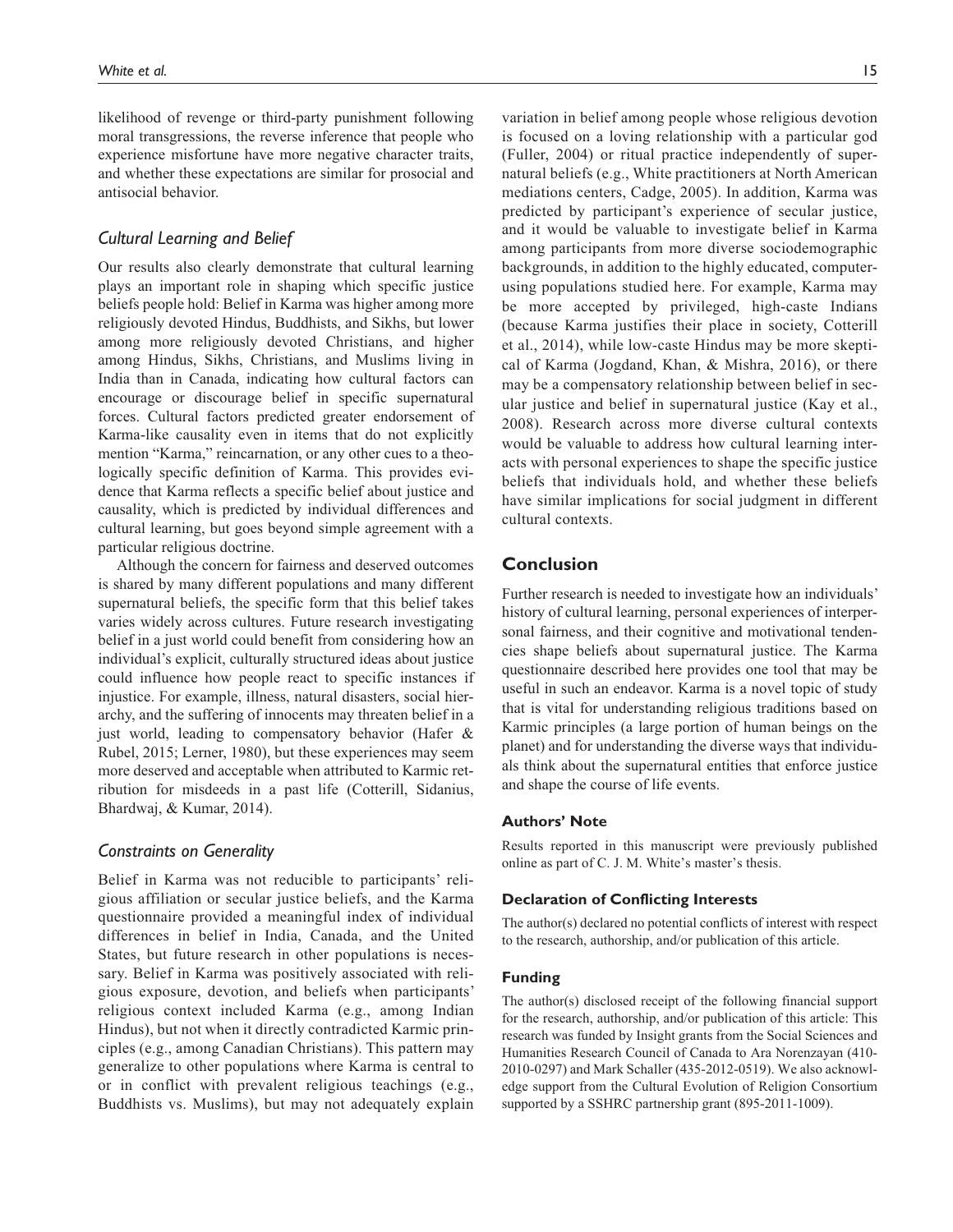likelihood of revenge or third-party punishment following moral transgressions, the reverse inference that people who experience misfortune have more negative character traits, and whether these expectations are similar for prosocial and antisocial behavior.

### *Cultural Learning and Belief*

Our results also clearly demonstrate that cultural learning plays an important role in shaping which specific justice beliefs people hold: Belief in Karma was higher among more religiously devoted Hindus, Buddhists, and Sikhs, but lower among more religiously devoted Christians, and higher among Hindus, Sikhs, Christians, and Muslims living in India than in Canada, indicating how cultural factors can encourage or discourage belief in specific supernatural forces. Cultural factors predicted greater endorsement of Karma-like causality even in items that do not explicitly mention "Karma," reincarnation, or any other cues to a theologically specific definition of Karma. This provides evidence that Karma reflects a specific belief about justice and causality, which is predicted by individual differences and cultural learning, but goes beyond simple agreement with a particular religious doctrine.

Although the concern for fairness and deserved outcomes is shared by many different populations and many different supernatural beliefs, the specific form that this belief takes varies widely across cultures. Future research investigating belief in a just world could benefit from considering how an individual's explicit, culturally structured ideas about justice could influence how people react to specific instances if injustice. For example, illness, natural disasters, social hierarchy, and the suffering of innocents may threaten belief in a just world, leading to compensatory behavior (Hafer & Rubel, 2015; Lerner, 1980), but these experiences may seem more deserved and acceptable when attributed to Karmic retribution for misdeeds in a past life (Cotterill, Sidanius, Bhardwaj, & Kumar, 2014).

### *Constraints on Generality*

Belief in Karma was not reducible to participants' religious affiliation or secular justice beliefs, and the Karma questionnaire provided a meaningful index of individual differences in belief in India, Canada, and the United States, but future research in other populations is necessary. Belief in Karma was positively associated with religious exposure, devotion, and beliefs when participants' religious context included Karma (e.g., among Indian Hindus), but not when it directly contradicted Karmic principles (e.g., among Canadian Christians). This pattern may generalize to other populations where Karma is central to or in conflict with prevalent religious teachings (e.g., Buddhists vs. Muslims), but may not adequately explain variation in belief among people whose religious devotion is focused on a loving relationship with a particular god (Fuller, 2004) or ritual practice independently of supernatural beliefs (e.g., White practitioners at North American mediations centers, Cadge, 2005). In addition, Karma was predicted by participant's experience of secular justice, and it would be valuable to investigate belief in Karma among participants from more diverse sociodemographic backgrounds, in addition to the highly educated, computer-using populations studied here. For example, Karma may be more accepted by privileged, high-caste Indians (because Karma justifies their place in society, Cotterill et al., 2014), while low-caste Hindus may be more skeptical of Karma (Jogdand, Khan, & Mishra, 2016), or there may be a compensatory relationship between belief in secular justice and belief in supernatural justice (Kay et al., 2008). Research across more diverse cultural contexts would be valuable to address how cultural learning interacts with personal experiences to shape the specific justice beliefs that individuals hold, and whether these beliefs have similar implications for social judgment in different cultural contexts.

## Conclusion

Further research is needed to investigate how an individuals' history of cultural learning, personal experiences of interpersonal fairness, and their cognitive and motivational tendencies shape beliefs about supernatural justice. The Karma questionnaire described here provides one tool that may be useful in such an endeavor. Karma is a novel topic of study that is vital for understanding religious traditions based on Karmic principles (a large portion of human beings on the planet) and for understanding the diverse ways that individuals think about the supernatural entities that enforce justice and shape the course of life events.

#### Authors' Note

Results reported in this manuscript were previously published online as part of C. J. M. White's master's thesis.

#### Declaration of Conflicting Interests

The author(s) declared no potential conflicts of interest with respect to the research, authorship, and/or publication of this article.

#### Funding

The author(s) disclosed receipt of the following financial support for the research, authorship, and/or publication of this article: This research was funded by Insight grants from the Social Sciences and Humanities Research Council of Canada to Ara Norenzayan (410-2010-0297) and Mark Schaller (435-2012-0519). We also acknowledge support from the Cultural Evolution of Religion Consortium supported by a SSHRC partnership grant (895-2011-1009).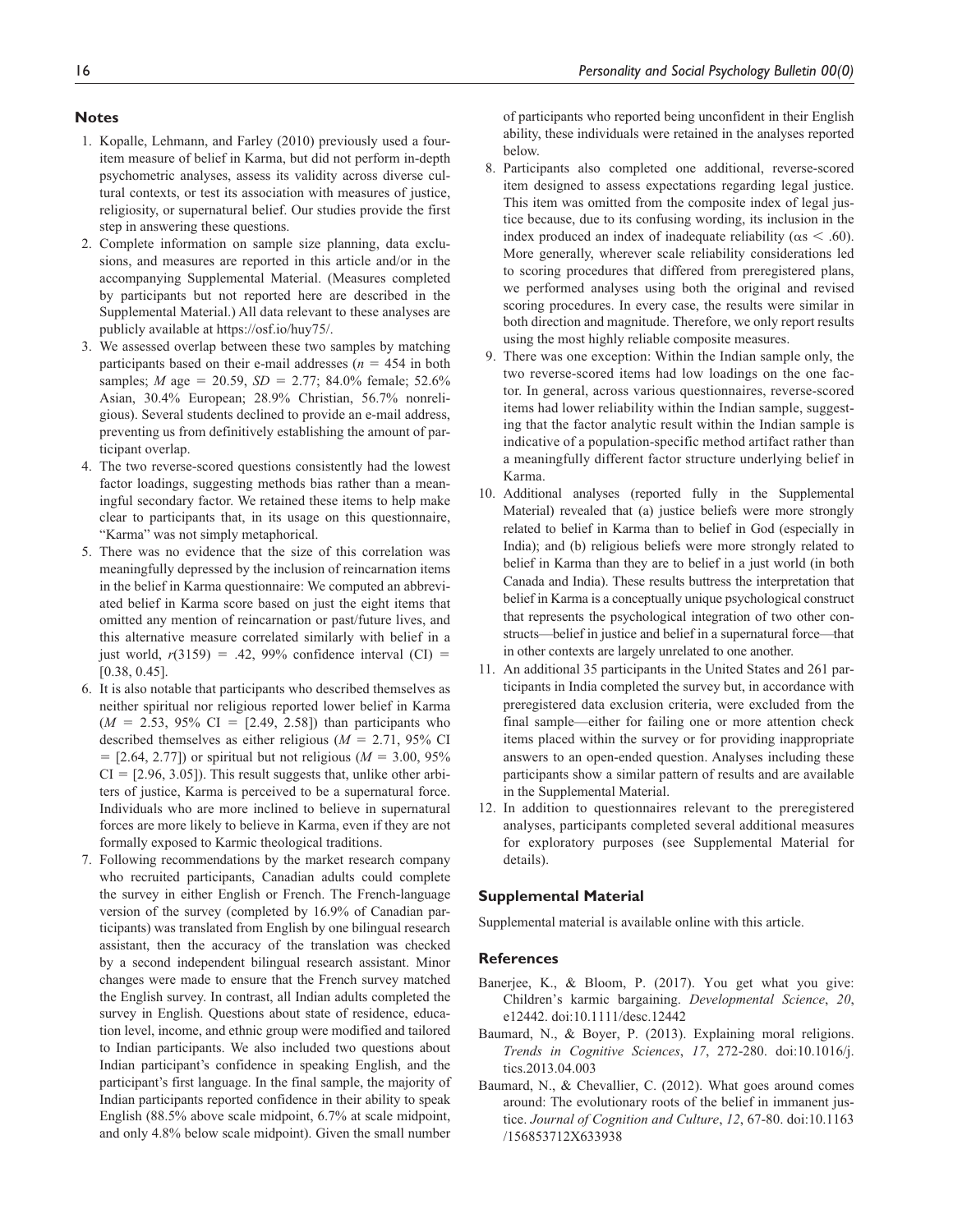## Notes

1. Kopalle, Lehmann, and Farley (2010) previously used a four-item measure of belief in Karma, but did not perform in-depth psychometric analyses, assess its validity across diverse cultural contexts, or test its association with measures of justice, religiosity, or supernatural belief. Our studies provide the first step in answering these questions.
2. Complete information on sample size planning, data exclusions, and measures are reported in this article and/or in the accompanying Supplemental Material. (Measures completed by participants but not reported here are described in the Supplemental Material.) All data relevant to these analyses are publicly available at https://osf.io/huy75/.
3. We assessed overlap between these two samples by matching participants based on their e-mail addresses ($n$ = 454 in both samples; $M$ age = 20.59, $SD$ = 2.77; 84.0% female; 52.6% Asian, 30.4% European; 28.9% Christian, 56.7% nonreligious). Several students declined to provide an e-mail address, preventing us from definitively establishing the amount of participant overlap.
4. The two reverse-scored questions consistently had the lowest factor loadings, suggesting methods bias rather than a meaningful secondary factor. We retained these items to help make clear to participants that, in its usage on this questionnaire, "Karma" was not simply metaphorical.
5. There was no evidence that the size of this correlation was meaningfully depressed by the inclusion of reincarnation items in the belief in Karma questionnaire: We computed an abbreviated belief in Karma score based on just the eight items that omitted any mention of reincarnation or past/future lives, and this alternative measure correlated similarly with belief in a just world, $r(3159)$ = .42, 99% confidence interval (CI) = [0.38, 0.45].
6. It is also notable that participants who described themselves as neither spiritual nor religious reported lower belief in Karma ($M$ = 2.53, 95% CI = [2.49, 2.58]) than participants who described themselves as either religious ($M$ = 2.71, 95% CI = [2.64, 2.77]) or spiritual but not religious ($M$ = 3.00, 95% CI = [2.96, 3.05]). This result suggests that, unlike other arbiters of justice, Karma is perceived to be a supernatural force. Individuals who are more inclined to believe in supernatural forces are more likely to believe in Karma, even if they are not formally exposed to Karmic theological traditions.
7. Following recommendations by the market research company who recruited participants, Canadian adults could complete the survey in either English or French. The French-language version of the survey (completed by 16.9% of Canadian participants) was translated from English by one bilingual research assistant, then the accuracy of the translation was checked by a second independent bilingual research assistant. Minor changes were made to ensure that the French survey matched the English survey. In contrast, all Indian adults completed the survey in English. Questions about state of residence, education level, income, and ethnic group were modified and tailored to Indian participants. We also included two questions about Indian participant's confidence in speaking English, and the participant's first language. In the final sample, the majority of Indian participants reported confidence in their ability to speak English (88.5% above scale midpoint, 6.7% at scale midpoint, and only 4.8% below scale midpoint). Given the small number of participants who reported being unconfident in their English ability, these individuals were retained in the analyses reported below.
8. Participants also completed one additional, reverse-scored item designed to assess expectations regarding legal justice. This item was omitted from the composite index of legal justice because, due to its confusing wording, its inclusion in the index produced an index of inadequate reliability ($\alpha$s < .60). More generally, wherever scale reliability considerations led to scoring procedures that differed from preregistered plans, we performed analyses using both the original and revised scoring procedures. In every case, the results were similar in both direction and magnitude. Therefore, we only report results using the most highly reliable composite measures.
9. There was one exception: Within the Indian sample only, the two reverse-scored items had low loadings on the one factor. In general, across various questionnaires, reverse-scored items had lower reliability within the Indian sample, suggesting that the factor analytic result within the Indian sample is indicative of a population-specific method artifact rather than a meaningfully different factor structure underlying belief in Karma.
10. Additional analyses (reported fully in the Supplemental Material) revealed that (a) justice beliefs were more strongly related to belief in Karma than to belief in God (especially in India); and (b) religious beliefs were more strongly related to belief in Karma than they are to belief in a just world (in both Canada and India). These results buttress the interpretation that belief in Karma is a conceptually unique psychological construct that represents the psychological integration of two other constructs—belief in justice and belief in a supernatural force—that in other contexts are largely unrelated to one another.
11. An additional 35 participants in the United States and 261 participants in India completed the survey but, in accordance with preregistered data exclusion criteria, were excluded from the final sample—either for failing one or more attention check items placed within the survey or for providing inappropriate answers to an open-ended question. Analyses including these participants show a similar pattern of results and are available in the Supplemental Material.
12. In addition to questionnaires relevant to the preregistered analyses, participants completed several additional measures for exploratory purposes (see Supplemental Material for details).

## Supplemental Material

Supplemental material is available online with this article.

## References

Banerjee, K., & Bloom, P. (2017). You get what you give: Children's karmic bargaining. *Developmental Science*, *20*, e12442. doi:10.1111/desc.12442

Baumard, N., & Boyer, P. (2013). Explaining moral religions. *Trends in Cognitive Sciences*, *17*, 272-280. doi:10.1016/j.tics.2013.04.003

Baumard, N., & Chevallier, C. (2012). What goes around comes around: The evolutionary roots of the belief in immanent justice. *Journal of Cognition and Culture*, *12*, 67-80. doi:10.1163/156853712X633938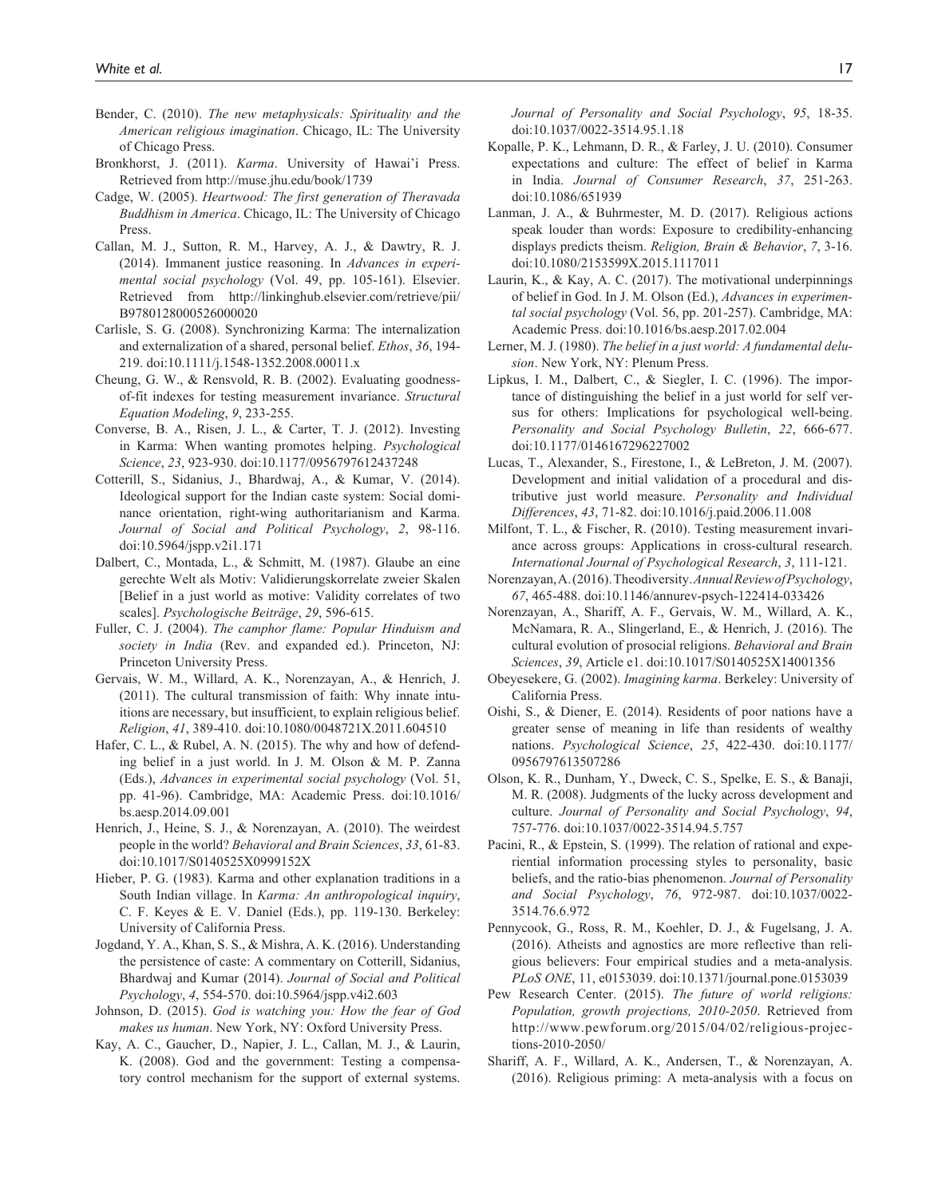Bender, C. (2010). *The new metaphysicals: Spirituality and the American religious imagination*. Chicago, IL: The University of Chicago Press.

Bronkhorst, J. (2011). *Karma*. University of Hawai'i Press. Retrieved from http://muse.jhu.edu/book/1739

Cadge, W. (2005). *Heartwood: The first generation of Theravada Buddhism in America*. Chicago, IL: The University of Chicago Press.

Callan, M. J., Sutton, R. M., Harvey, A. J., & Dawtry, R. J. (2014). Immanent justice reasoning. In *Advances in experimental social psychology* (Vol. 49, pp. 105-161). Elsevier. Retrieved from http://linkinghub.elsevier.com/retrieve/pii/B9780128000526000020

Carlisle, S. G. (2008). Synchronizing Karma: The internalization and externalization of a shared, personal belief. *Ethos*, *36*, 194-219. doi:10.1111/j.1548-1352.2008.00011.x

Cheung, G. W., & Rensvold, R. B. (2002). Evaluating goodness-of-fit indexes for testing measurement invariance. *Structural Equation Modeling*, *9*, 233-255.

Converse, B. A., Risen, J. L., & Carter, T. J. (2012). Investing in Karma: When wanting promotes helping. *Psychological Science*, *23*, 923-930. doi:10.1177/0956797612437248

Cotterill, S., Sidanius, J., Bhardwaj, A., & Kumar, V. (2014). Ideological support for the Indian caste system: Social dominance orientation, right-wing authoritarianism and Karma. *Journal of Social and Political Psychology*, *2*, 98-116. doi:10.5964/jspp.v2i1.171

Dalbert, C., Montada, L., & Schmitt, M. (1987). Glaube an eine gerechte Welt als Motiv: Validierungskorrelate zweier Skalen [Belief in a just world as motive: Validity correlates of two scales]. *Psychologische Beiträge*, *29*, 596-615.

Fuller, C. J. (2004). *The camphor flame: Popular Hinduism and society in India* (Rev. and expanded ed.). Princeton, NJ: Princeton University Press.

Gervais, W. M., Willard, A. K., Norenzayan, A., & Henrich, J. (2011). The cultural transmission of faith: Why innate intuitions are necessary, but insufficient, to explain religious belief. *Religion*, *41*, 389-410. doi:10.1080/0048721X.2011.604510

Hafer, C. L., & Rubel, A. N. (2015). The why and how of defending belief in a just world. In J. M. Olson & M. P. Zanna (Eds.), *Advances in experimental social psychology* (Vol. 51, pp. 41-96). Cambridge, MA: Academic Press. doi:10.1016/bs.aesp.2014.09.001

Henrich, J., Heine, S. J., & Norenzayan, A. (2010). The weirdest people in the world? *Behavioral and Brain Sciences*, *33*, 61-83. doi:10.1017/S0140525X0999152X

Hieber, P. G. (1983). Karma and other explanation traditions in a South Indian village. In *Karma: An anthropological inquiry*, C. F. Keyes & E. V. Daniel (Eds.), pp. 119-130. Berkeley: University of California Press.

Jogdand, Y. A., Khan, S. S., & Mishra, A. K. (2016). Understanding the persistence of caste: A commentary on Cotterill, Sidanius, Bhardwaj and Kumar (2014). *Journal of Social and Political Psychology*, *4*, 554-570. doi:10.5964/jspp.v4i2.603

Johnson, D. (2015). *God is watching you: How the fear of God makes us human*. New York, NY: Oxford University Press.

Kay, A. C., Gaucher, D., Napier, J. L., Callan, M. J., & Laurin, K. (2008). God and the government: Testing a compensatory control mechanism for the support of external systems. *Journal of Personality and Social Psychology*, *95*, 18-35. doi:10.1037/0022-3514.95.1.18

Kopalle, P. K., Lehmann, D. R., & Farley, J. U. (2010). Consumer expectations and culture: The effect of belief in Karma in India. *Journal of Consumer Research*, *37*, 251-263. doi:10.1086/651939

Lanman, J. A., & Buhrmester, M. D. (2017). Religious actions speak louder than words: Exposure to credibility-enhancing displays predicts theism. *Religion, Brain & Behavior*, *7*, 3-16. doi:10.1080/2153599X.2015.1117011

Laurin, K., & Kay, A. C. (2017). The motivational underpinnings of belief in God. In J. M. Olson (Ed.), *Advances in experimental social psychology* (Vol. 56, pp. 201-257). Cambridge, MA: Academic Press. doi:10.1016/bs.aesp.2017.02.004

Lerner, M. J. (1980). *The belief in a just world: A fundamental delusion*. New York, NY: Plenum Press.

Lipkus, I. M., Dalbert, C., & Siegler, I. C. (1996). The importance of distinguishing the belief in a just world for self versus for others: Implications for psychological well-being. *Personality and Social Psychology Bulletin*, *22*, 666-677. doi:10.1177/0146167296227002

Lucas, T., Alexander, S., Firestone, I., & LeBreton, J. M. (2007). Development and initial validation of a procedural and distributive just world measure. *Personality and Individual Differences*, *43*, 71-82. doi:10.1016/j.paid.2006.11.008

Milfont, T. L., & Fischer, R. (2010). Testing measurement invariance across groups: Applications in cross-cultural research. *International Journal of Psychological Research*, *3*, 111-121.

Norenzayan, A. (2016). Theodiversity. *Annual Review of Psychology*, *67*, 465-488. doi:10.1146/annurev-psych-122414-033426

Norenzayan, A., Shariff, A. F., Gervais, W. M., Willard, A. K., McNamara, R. A., Slingerland, E., & Henrich, J. (2016). The cultural evolution of prosocial religions. *Behavioral and Brain Sciences*, *39*, Article e1. doi:10.1017/S0140525X14001356

Obeyesekere, G. (2002). *Imagining karma*. Berkeley: University of California Press.

Oishi, S., & Diener, E. (2014). Residents of poor nations have a greater sense of meaning in life than residents of wealthy nations. *Psychological Science*, *25*, 422-430. doi:10.1177/0956797613507286

Olson, K. R., Dunham, Y., Dweck, C. S., Spelke, E. S., & Banaji, M. R. (2008). Judgments of the lucky across development and culture. *Journal of Personality and Social Psychology*, *94*, 757-776. doi:10.1037/0022-3514.94.5.757

Pacini, R., & Epstein, S. (1999). The relation of rational and experiential information processing styles to personality, basic beliefs, and the ratio-bias phenomenon. *Journal of Personality and Social Psychology*, *76*, 972-987. doi:10.1037/0022-3514.76.6.972

Pennycook, G., Ross, R. M., Koehler, D. J., & Fugelsang, J. A. (2016). Atheists and agnostics are more reflective than religious believers: Four empirical studies and a meta-analysis. *PLoS ONE*, 11, e0153039. doi:10.1371/journal.pone.0153039

Pew Research Center. (2015). *The future of world religions: Population, growth projections, 2010-2050*. Retrieved from http://www.pewforum.org/2015/04/02/religious-projections-2010-2050/

Shariff, A. F., Willard, A. K., Andersen, T., & Norenzayan, A. (2016). Religious priming: A meta-analysis with a focus on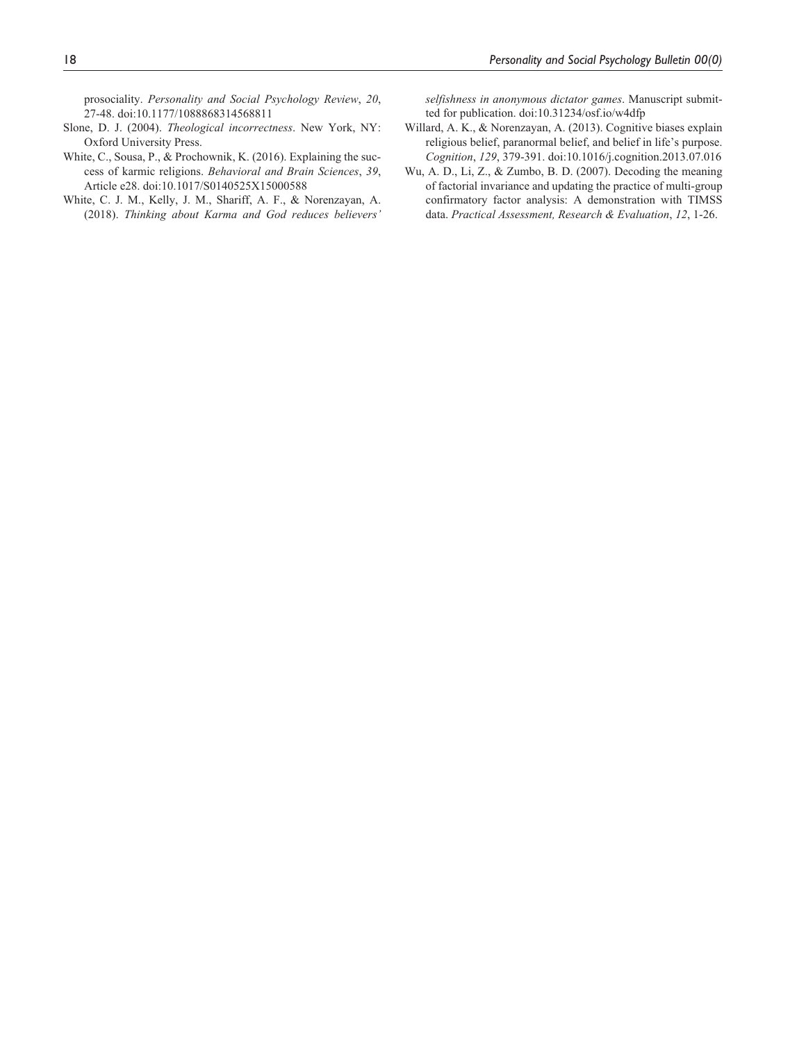prosociality. *Personality and Social Psychology Review*, *20*, 27-48. doi:10.1177/1088868314568811

Slone, D. J. (2004). *Theological incorrectness*. New York, NY: Oxford University Press.

White, C., Sousa, P., & Prochownik, K. (2016). Explaining the success of karmic religions. *Behavioral and Brain Sciences*, *39*, Article e28. doi:10.1017/S0140525X15000588

White, C. J. M., Kelly, J. M., Shariff, A. F., & Norenzayan, A. (2018). *Thinking about Karma and God reduces believers' selfishness in anonymous dictator games*. Manuscript submitted for publication. doi:10.31234/osf.io/w4dfp

Willard, A. K., & Norenzayan, A. (2013). Cognitive biases explain religious belief, paranormal belief, and belief in life's purpose. *Cognition*, *129*, 379-391. doi:10.1016/j.cognition.2013.07.016

Wu, A. D., Li, Z., & Zumbo, B. D. (2007). Decoding the meaning of factorial invariance and updating the practice of multi-group confirmatory factor analysis: A demonstration with TIMSS data. *Practical Assessment, Research & Evaluation*, *12*, 1-26.